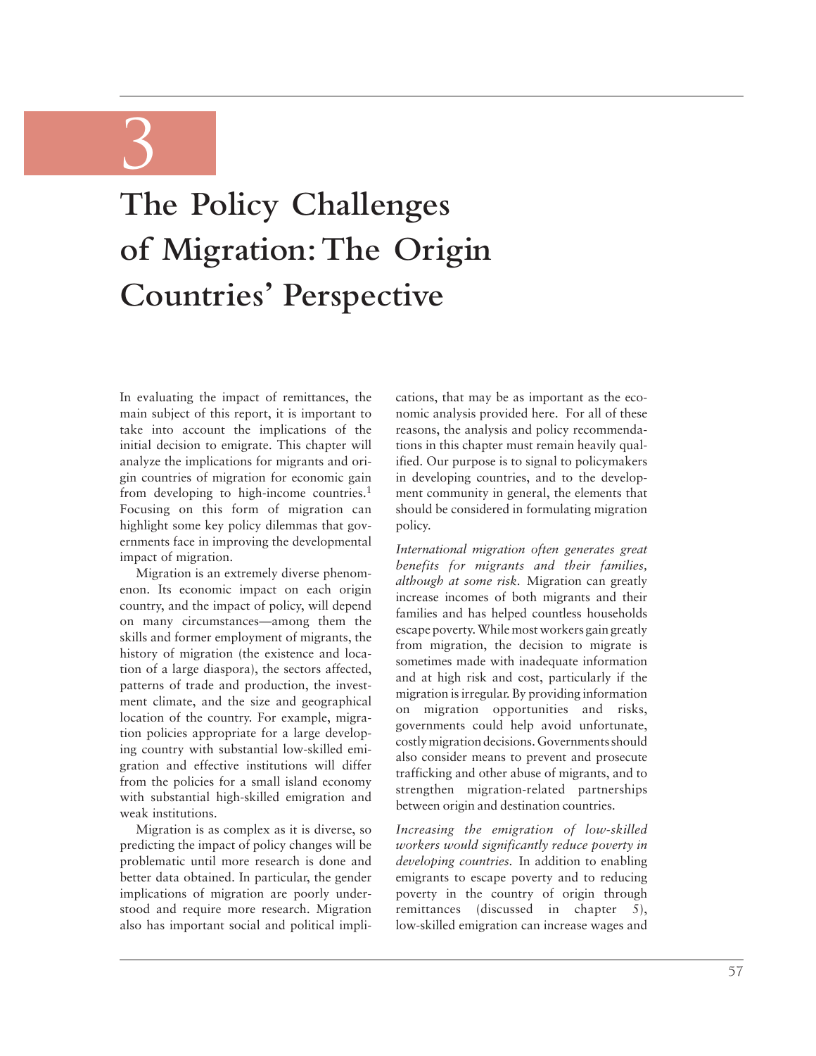# 3

# The Policy Challenges of Migration: The Origin Countries' Perspective

In evaluating the impact of remittances, the main subject of this report, it is important to take into account the implications of the initial decision to emigrate. This chapter will analyze the implications for migrants and origin countries of migration for economic gain from developing to high-income countries.[1] Focusing on this form of migration can highlight some key policy dilemmas that governments face in improving the developmental impact of migration.

Migration is an extremely diverse phenomenon. Its economic impact on each origin country, and the impact of policy, will depend on many circumstances—among them the skills and former employment of migrants, the history of migration (the existence and location of a large diaspora), the sectors affected, patterns of trade and production, the investment climate, and the size and geographical location of the country. For example, migration policies appropriate for a large developing country with substantial low-skilled emigration and effective institutions will differ from the policies for a small island economy with substantial high-skilled emigration and weak institutions.

Migration is as complex as it is diverse, so predicting the impact of policy changes will be problematic until more research is done and better data obtained. In particular, the gender implications of migration are poorly understood and require more research. Migration also has important social and political implications, that may be as important as the economic analysis provided here. For all of these reasons, the analysis and policy recommendations in this chapter must remain heavily qualified. Our purpose is to signal to policymakers in developing countries, and to the development community in general, the elements that should be considered in formulating migration policy.

*International migration often generates great benefits for migrants and their families, although at some risk.* Migration can greatly increase incomes of both migrants and their families and has helped countless households escape poverty. While most workers gain greatly from migration, the decision to migrate is sometimes made with inadequate information and at high risk and cost, particularly if the migration is irregular. By providing information on migration opportunities and risks, governments could help avoid unfortunate, costly migration decisions. Governments should also consider means to prevent and prosecute trafficking and other abuse of migrants, and to strengthen migration-related partnerships between origin and destination countries.

*Increasing the emigration of low-skilled workers would significantly reduce poverty in developing countries.* In addition to enabling emigrants to escape poverty and to reducing poverty in the country of origin through remittances (discussed in chapter 5), low-skilled emigration can increase wages and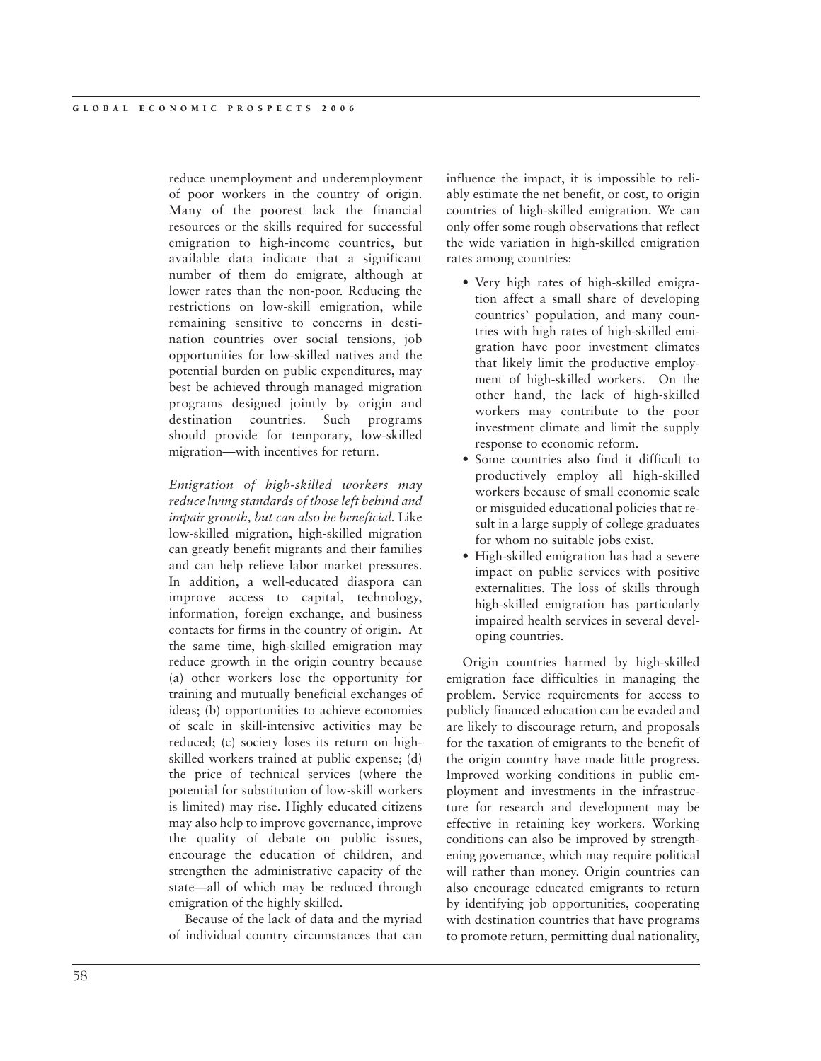reduce unemployment and underemployment of poor workers in the country of origin. Many of the poorest lack the financial resources or the skills required for successful emigration to high-income countries, but available data indicate that a significant number of them do emigrate, although at lower rates than the non-poor. Reducing the restrictions on low-skill emigration, while remaining sensitive to concerns in destination countries over social tensions, job opportunities for low-skilled natives and the potential burden on public expenditures, may best be achieved through managed migration programs designed jointly by origin and destination countries. Such programs should provide for temporary, low-skilled migration—with incentives for return.

*Emigration of high-skilled workers may reduce living standards of those left behind and impair growth, but can also be beneficial.* Like low-skilled migration, high-skilled migration can greatly benefit migrants and their families and can help relieve labor market pressures. In addition, a well-educated diaspora can improve access to capital, technology, information, foreign exchange, and business contacts for firms in the country of origin. At the same time, high-skilled emigration may reduce growth in the origin country because (a) other workers lose the opportunity for training and mutually beneficial exchanges of ideas; (b) opportunities to achieve economies of scale in skill-intensive activities may be reduced; (c) society loses its return on high-skilled workers trained at public expense; (d) the price of technical services (where the potential for substitution of low-skill workers is limited) may rise. Highly educated citizens may also help to improve governance, improve the quality of debate on public issues, encourage the education of children, and strengthen the administrative capacity of the state—all of which may be reduced through emigration of the highly skilled.

Because of the lack of data and the myriad of individual country circumstances that can influence the impact, it is impossible to reliably estimate the net benefit, or cost, to origin countries of high-skilled emigration. We can only offer some rough observations that reflect the wide variation in high-skilled emigration rates among countries:

- Very high rates of high-skilled emigration affect a small share of developing countries' population, and many countries with high rates of high-skilled emigration have poor investment climates that likely limit the productive employment of high-skilled workers. On the other hand, the lack of high-skilled workers may contribute to the poor investment climate and limit the supply response to economic reform.
- Some countries also find it difficult to productively employ all high-skilled workers because of small economic scale or misguided educational policies that result in a large supply of college graduates for whom no suitable jobs exist.
- High-skilled emigration has had a severe impact on public services with positive externalities. The loss of skills through high-skilled emigration has particularly impaired health services in several developing countries.

Origin countries harmed by high-skilled emigration face difficulties in managing the problem. Service requirements for access to publicly financed education can be evaded and are likely to discourage return, and proposals for the taxation of emigrants to the benefit of the origin country have made little progress. Improved working conditions in public employment and investments in the infrastructure for research and development may be effective in retaining key workers. Working conditions can also be improved by strengthening governance, which may require political will rather than money. Origin countries can also encourage educated emigrants to return by identifying job opportunities, cooperating with destination countries that have programs to promote return, permitting dual nationality,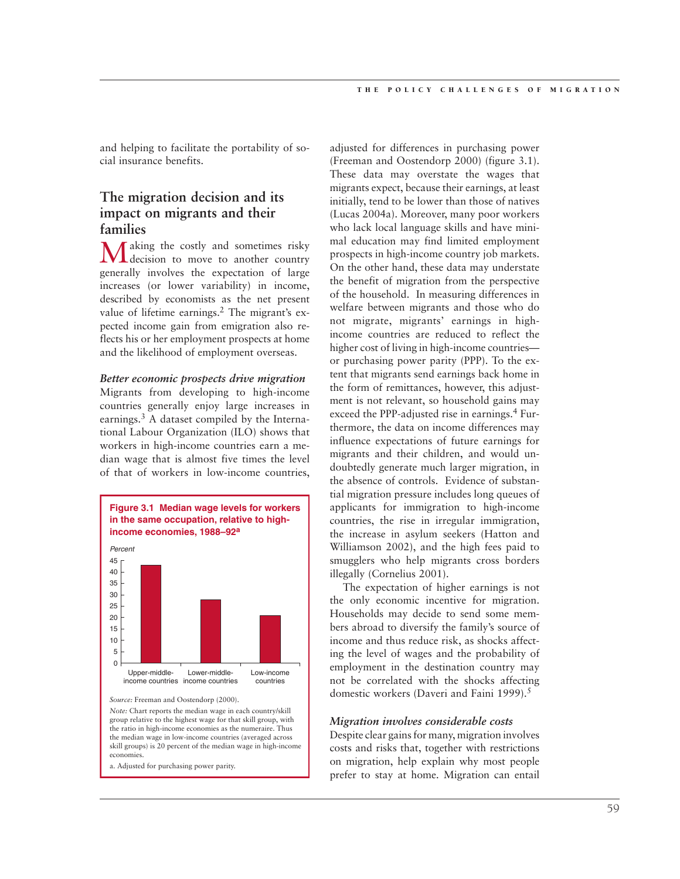and helping to facilitate the portability of social insurance benefits.

## The migration decision and its impact on migrants and their families

Making the costly and sometimes risky decision to move to another country generally involves the expectation of large increases (or lower variability) in income, described by economists as the net present value of lifetime earnings.[2] The migrant's expected income gain from emigration also reflects his or her employment prospects at home and the likelihood of employment overseas.

### *Better economic prospects drive migration*

Migrants from developing to high-income countries generally enjoy large increases in earnings.[3] A dataset compiled by the International Labour Organization (ILO) shows that workers in high-income countries earn a median wage that is almost five times the level of that of workers in low-income countries, adjusted for differences in purchasing power (Freeman and Oostendorp 2000) (figure 3.1). These data may overstate the wages that migrants expect, because their earnings, at least initially, tend to be lower than those of natives (Lucas 2004a). Moreover, many poor workers who lack local language skills and have minimal education may find limited employment prospects in high-income country job markets. On the other hand, these data may understate the benefit of migration from the perspective of the household. In measuring differences in welfare between migrants and those who do not migrate, migrants' earnings in high-income countries are reduced to reflect the higher cost of living in high-income countries—or purchasing power parity (PPP). To the extent that migrants send earnings back home in the form of remittances, however, this adjustment is not relevant, so household gains may exceed the PPP-adjusted rise in earnings.[4] Furthermore, the data on income differences may influence expectations of future earnings for migrants and their children, and would undoubtedly generate much larger migration, in the absence of controls. Evidence of substantial migration pressure includes long queues of applicants for immigration to high-income countries, the rise in irregular immigration, the increase in asylum seekers (Hatton and Williamson 2002), and the high fees paid to smugglers who help migrants cross borders illegally (Cornelius 2001).

**Figure 3.1 Median wage levels for workers in the same occupation, relative to high-income economies, 1988–92[a]**

*Percent*

| Country group | Percent |
|---|---|
| Upper-middle-income countries | ~43 |
| Lower-middle-income countries | ~28 |
| Low-income countries | ~21 |

*Source:* Freeman and Oostendorp (2000).

*Note:* Chart reports the median wage in each country/skill group relative to the highest wage for that skill group, with the ratio in high-income economies as the numeraire. Thus the median wage in low-income countries (averaged across skill groups) is 20 percent of the median wage in high-income economies.

a. Adjusted for purchasing power parity.

The expectation of higher earnings is not the only economic incentive for migration. Households may decide to send some members abroad to diversify the family's source of income and thus reduce risk, as shocks affecting the level of wages and the probability of employment in the destination country may not be correlated with the shocks affecting domestic workers (Daveri and Faini 1999).[5]

### *Migration involves considerable costs*

Despite clear gains for many, migration involves costs and risks that, together with restrictions on migration, help explain why most people prefer to stay at home. Migration can entail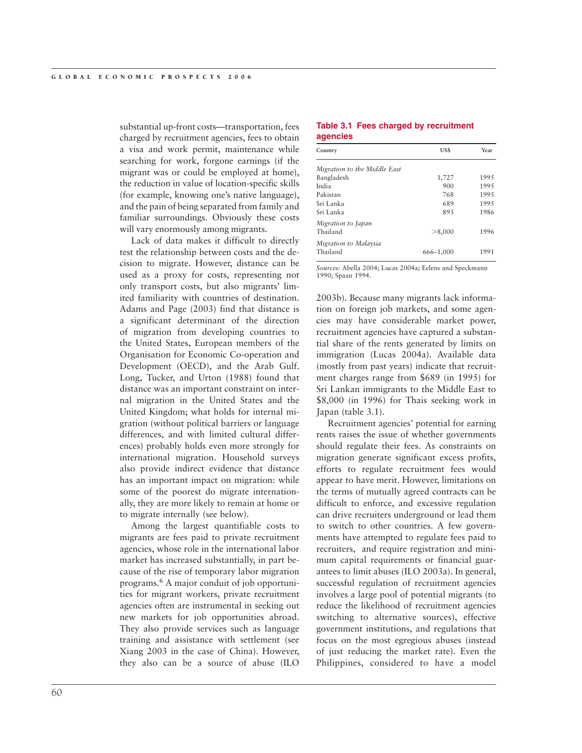substantial up-front costs—transportation, fees charged by recruitment agencies, fees to obtain a visa and work permit, maintenance while searching for work, forgone earnings (if the migrant was or could be employed at home), the reduction in value of location-specific skills (for example, knowing one's native language), and the pain of being separated from family and familiar surroundings. Obviously these costs will vary enormously among migrants.

Lack of data makes it difficult to directly test the relationship between costs and the decision to migrate. However, distance can be used as a proxy for costs, representing not only transport costs, but also migrants' limited familiarity with countries of destination. Adams and Page (2003) find that distance is a significant determinant of the direction of migration from developing countries to the United States, European members of the Organisation for Economic Co-operation and Development (OECD), and the Arab Gulf. Long, Tucker, and Urton (1988) found that distance was an important constraint on internal migration in the United States and the United Kingdom; what holds for internal migration (without political barriers or language differences, and with limited cultural differences) probably holds even more strongly for international migration. Household surveys also provide indirect evidence that distance has an important impact on migration: while some of the poorest do migrate internationally, they are more likely to remain at home or to migrate internally (see below).

Among the largest quantifiable costs to migrants are fees paid to private recruitment agencies, whose role in the international labor market has increased substantially, in part because of the rise of temporary labor migration programs.[6] A major conduit of job opportunities for migrant workers, private recruitment agencies often are instrumental in seeking out new markets for job opportunities abroad. They also provide services such as language training and assistance with settlement (see Xiang 2003 in the case of China). However, they also can be a source of abuse (ILO 2003b). Because many migrants lack information on foreign job markets, and some agencies may have considerable market power, recruitment agencies have captured a substantial share of the rents generated by limits on immigration (Lucas 2004a). Available data (mostly from past years) indicate that recruitment charges range from $689 (in 1995) for Sri Lankan immigrants to the Middle East to $8,000 (in 1996) for Thais seeking work in Japan (table 3.1).

**Table 3.1 Fees charged by recruitment agencies**

| Country | US$ | Year |
|---|---|---|
| *Migration to the Middle East* | | |
| Bangladesh | 1,727 | 1995 |
| India | 900 | 1995 |
| Pakistan | 768 | 1995 |
| Sri Lanka | 689 | 1995 |
| Sri Lanka | 893 | 1986 |
| *Migration to Japan* | | |
| Thailand | >8,000 | 1996 |
| *Migration to Malaysia* | | |
| Thailand | 666–1,000 | 1991 |

*Sources:* Abella 2004; Lucas 2004a; Eelens and Speckmann 1990; Spaan 1994.

Recruitment agencies' potential for earning rents raises the issue of whether governments should regulate their fees. As constraints on migration generate significant excess profits, efforts to regulate recruitment fees would appear to have merit. However, limitations on the terms of mutually agreed contracts can be difficult to enforce, and excessive regulation can drive recruiters underground or lead them to switch to other countries. A few governments have attempted to regulate fees paid to recruiters, and require registration and minimum capital requirements or financial guarantees to limit abuses (ILO 2003a). In general, successful regulation of recruitment agencies involves a large pool of potential migrants (to reduce the likelihood of recruitment agencies switching to alternative sources), effective government institutions, and regulations that focus on the most egregious abuses (instead of just reducing the market rate). Even the Philippines, considered to have a model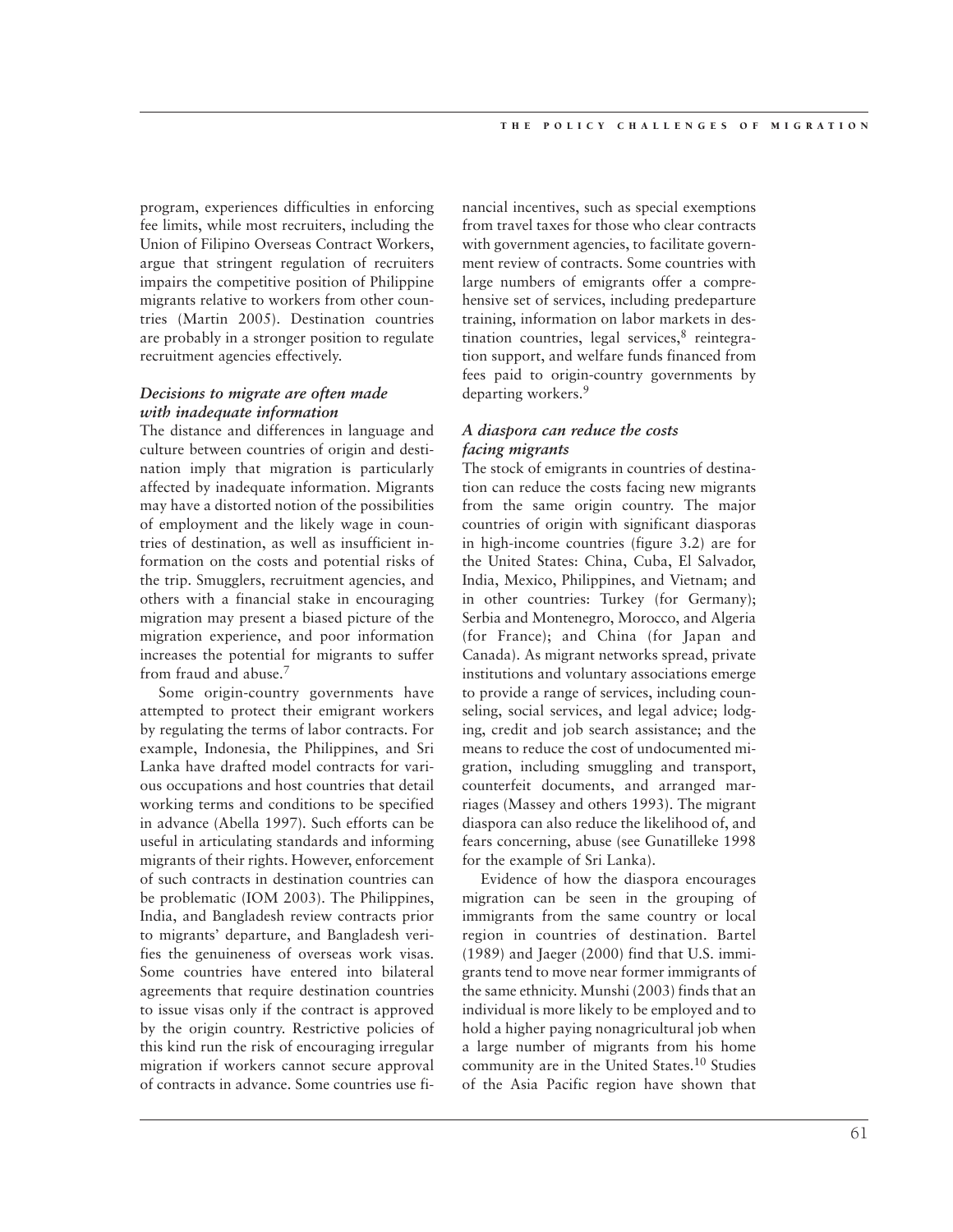program, experiences difficulties in enforcing fee limits, while most recruiters, including the Union of Filipino Overseas Contract Workers, argue that stringent regulation of recruiters impairs the competitive position of Philippine migrants relative to workers from other countries (Martin 2005). Destination countries are probably in a stronger position to regulate recruitment agencies effectively.

### *Decisions to migrate are often made with inadequate information*

The distance and differences in language and culture between countries of origin and destination imply that migration is particularly affected by inadequate information. Migrants may have a distorted notion of the possibilities of employment and the likely wage in countries of destination, as well as insufficient information on the costs and potential risks of the trip. Smugglers, recruitment agencies, and others with a financial stake in encouraging migration may present a biased picture of the migration experience, and poor information increases the potential for migrants to suffer from fraud and abuse.[7]

Some origin-country governments have attempted to protect their emigrant workers by regulating the terms of labor contracts. For example, Indonesia, the Philippines, and Sri Lanka have drafted model contracts for various occupations and host countries that detail working terms and conditions to be specified in advance (Abella 1997). Such efforts can be useful in articulating standards and informing migrants of their rights. However, enforcement of such contracts in destination countries can be problematic (IOM 2003). The Philippines, India, and Bangladesh review contracts prior to migrants' departure, and Bangladesh verifies the genuineness of overseas work visas. Some countries have entered into bilateral agreements that require destination countries to issue visas only if the contract is approved by the origin country. Restrictive policies of this kind run the risk of encouraging irregular migration if workers cannot secure approval of contracts in advance. Some countries use financial incentives, such as special exemptions from travel taxes for those who clear contracts with government agencies, to facilitate government review of contracts. Some countries with large numbers of emigrants offer a comprehensive set of services, including predeparture training, information on labor markets in destination countries, legal services,[8] reintegration support, and welfare funds financed from fees paid to origin-country governments by departing workers.[9]

### *A diaspora can reduce the costs facing migrants*

The stock of emigrants in countries of destination can reduce the costs facing new migrants from the same origin country. The major countries of origin with significant diasporas in high-income countries (figure 3.2) are for the United States: China, Cuba, El Salvador, India, Mexico, Philippines, and Vietnam; and in other countries: Turkey (for Germany); Serbia and Montenegro, Morocco, and Algeria (for France); and China (for Japan and Canada). As migrant networks spread, private institutions and voluntary associations emerge to provide a range of services, including counseling, social services, and legal advice; lodging, credit and job search assistance; and the means to reduce the cost of undocumented migration, including smuggling and transport, counterfeit documents, and arranged marriages (Massey and others 1993). The migrant diaspora can also reduce the likelihood of, and fears concerning, abuse (see Gunatilleke 1998 for the example of Sri Lanka).

Evidence of how the diaspora encourages migration can be seen in the grouping of immigrants from the same country or local region in countries of destination. Bartel (1989) and Jaeger (2000) find that U.S. immigrants tend to move near former immigrants of the same ethnicity. Munshi (2003) finds that an individual is more likely to be employed and to hold a higher paying nonagricultural job when a large number of migrants from his home community are in the United States.[10] Studies of the Asia Pacific region have shown that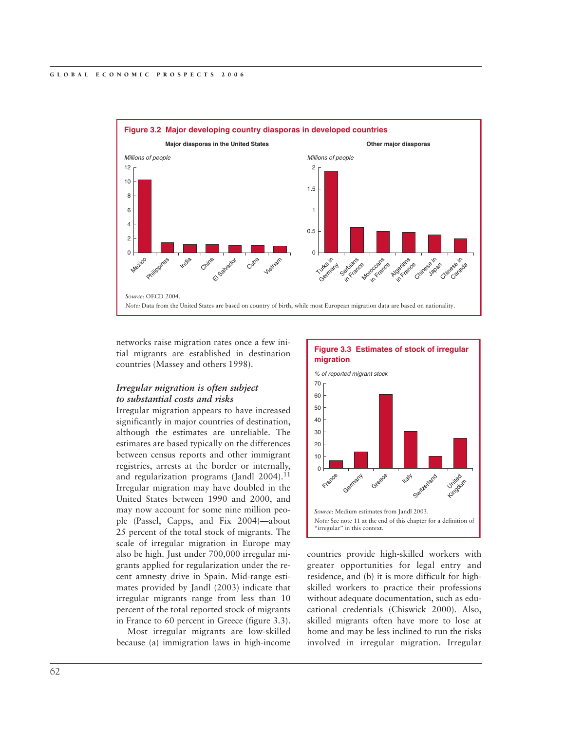**Figure 3.2 Major developing country diasporas in developed countries**

Major diasporas in the United States

Other major diasporas

*Source:* OECD 2004.

*Note:* Data from the United States are based on country of birth, while most European migration data are based on nationality.

networks raise migration rates once a few initial migrants are established in destination countries (Massey and others 1998).

### *Irregular migration is often subject to substantial costs and risks*

Irregular migration appears to have increased significantly in major countries of destination, although the estimates are unreliable. The estimates are based typically on the differences between census reports and other immigrant registries, arrests at the border or internally, and regularization programs (Jandl 2004).[11] Irregular migration may have doubled in the United States between 1990 and 2000, and may now account for some nine million people (Passel, Capps, and Fix 2004)—about 25 percent of the total stock of migrants. The scale of irregular migration in Europe may also be high. Just under 700,000 irregular migrants applied for regularization under the recent amnesty drive in Spain. Mid-range estimates provided by Jandl (2003) indicate that irregular migrants range from less than 10 percent of the total reported stock of migrants in France to 60 percent in Greece (figure 3.3).

**Figure 3.3 Estimates of stock of irregular migration**

*Source:* Medium estimates from Jandl 2003.

*Note:* See note 11 at the end of this chapter for a definition of "irregular" in this context.

Most irregular migrants are low-skilled because (a) immigration laws in high-income countries provide high-skilled workers with greater opportunities for legal entry and residence, and (b) it is more difficult for high-skilled workers to practice their professions without adequate documentation, such as educational credentials (Chiswick 2000). Also, skilled migrants often have more to lose at home and may be less inclined to run the risks involved in irregular migration. Irregular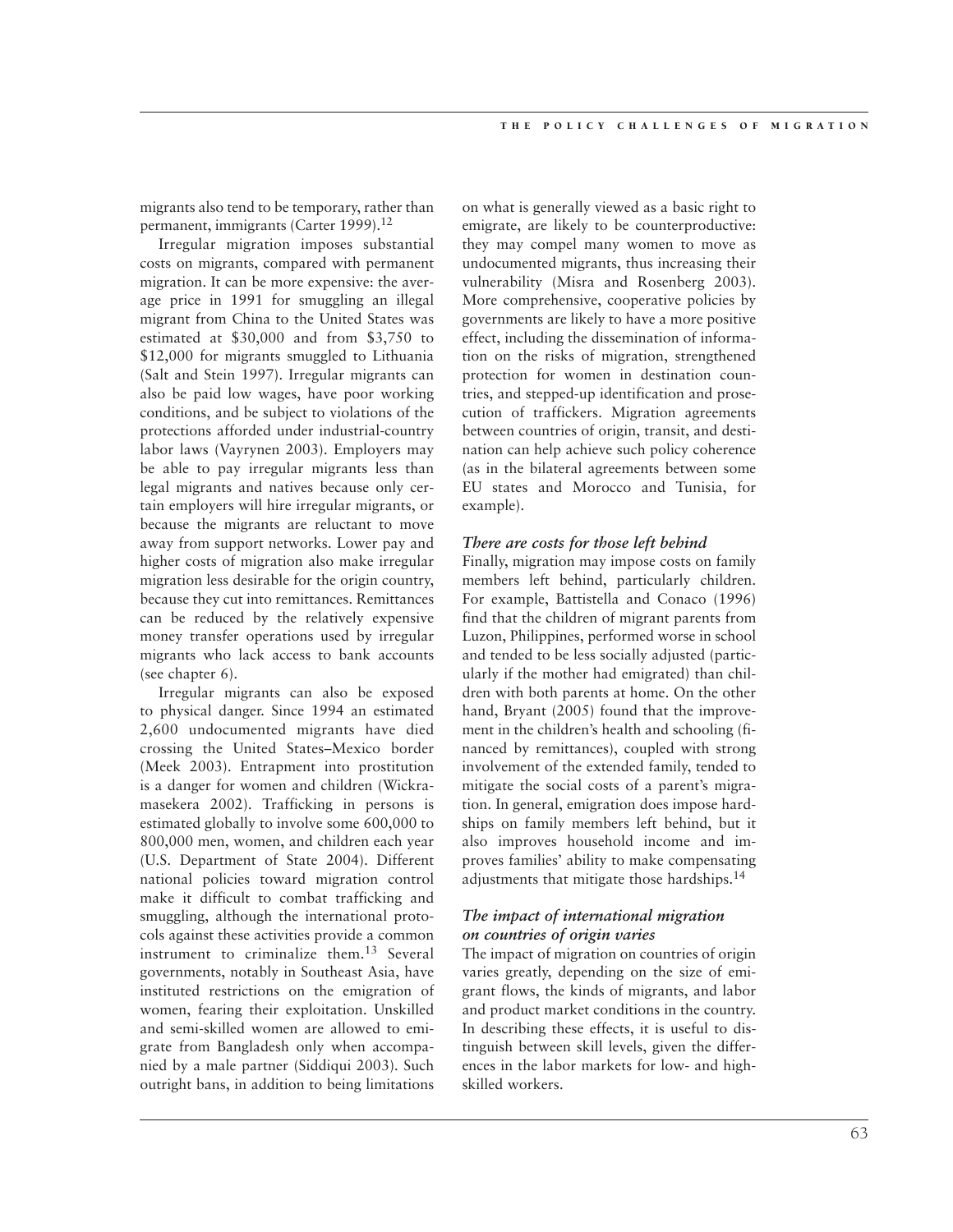migrants also tend to be temporary, rather than permanent, immigrants (Carter 1999).[12]

Irregular migration imposes substantial costs on migrants, compared with permanent migration. It can be more expensive: the average price in 1991 for smuggling an illegal migrant from China to the United States was estimated at $30,000 and from $3,750 to $12,000 for migrants smuggled to Lithuania (Salt and Stein 1997). Irregular migrants can also be paid low wages, have poor working conditions, and be subject to violations of the protections afforded under industrial-country labor laws (Vayrynen 2003). Employers may be able to pay irregular migrants less than legal migrants and natives because only certain employers will hire irregular migrants, or because the migrants are reluctant to move away from support networks. Lower pay and higher costs of migration also make irregular migration less desirable for the origin country, because they cut into remittances. Remittances can be reduced by the relatively expensive money transfer operations used by irregular migrants who lack access to bank accounts (see chapter 6).

Irregular migrants can also be exposed to physical danger. Since 1994 an estimated 2,600 undocumented migrants have died crossing the United States–Mexico border (Meek 2003). Entrapment into prostitution is a danger for women and children (Wickramasekera 2002). Trafficking in persons is estimated globally to involve some 600,000 to 800,000 men, women, and children each year (U.S. Department of State 2004). Different national policies toward migration control make it difficult to combat trafficking and smuggling, although the international protocols against these activities provide a common instrument to criminalize them.[13] Several governments, notably in Southeast Asia, have instituted restrictions on the emigration of women, fearing their exploitation. Unskilled and semi-skilled women are allowed to emigrate from Bangladesh only when accompanied by a male partner (Siddiqui 2003). Such outright bans, in addition to being limitations on what is generally viewed as a basic right to emigrate, are likely to be counterproductive: they may compel many women to move as undocumented migrants, thus increasing their vulnerability (Misra and Rosenberg 2003). More comprehensive, cooperative policies by governments are likely to have a more positive effect, including the dissemination of information on the risks of migration, strengthened protection for women in destination countries, and stepped-up identification and prosecution of traffickers. Migration agreements between countries of origin, transit, and destination can help achieve such policy coherence (as in the bilateral agreements between some EU states and Morocco and Tunisia, for example).

### *There are costs for those left behind*

Finally, migration may impose costs on family members left behind, particularly children. For example, Battistella and Conaco (1996) find that the children of migrant parents from Luzon, Philippines, performed worse in school and tended to be less socially adjusted (particularly if the mother had emigrated) than children with both parents at home. On the other hand, Bryant (2005) found that the improvement in the children's health and schooling (financed by remittances), coupled with strong involvement of the extended family, tended to mitigate the social costs of a parent's migration. In general, emigration does impose hardships on family members left behind, but it also improves household income and improves families' ability to make compensating adjustments that mitigate those hardships.[14]

### *The impact of international migration on countries of origin varies*

The impact of migration on countries of origin varies greatly, depending on the size of emigrant flows, the kinds of migrants, and labor and product market conditions in the country. In describing these effects, it is useful to distinguish between skill levels, given the differences in the labor markets for low- and high-skilled workers.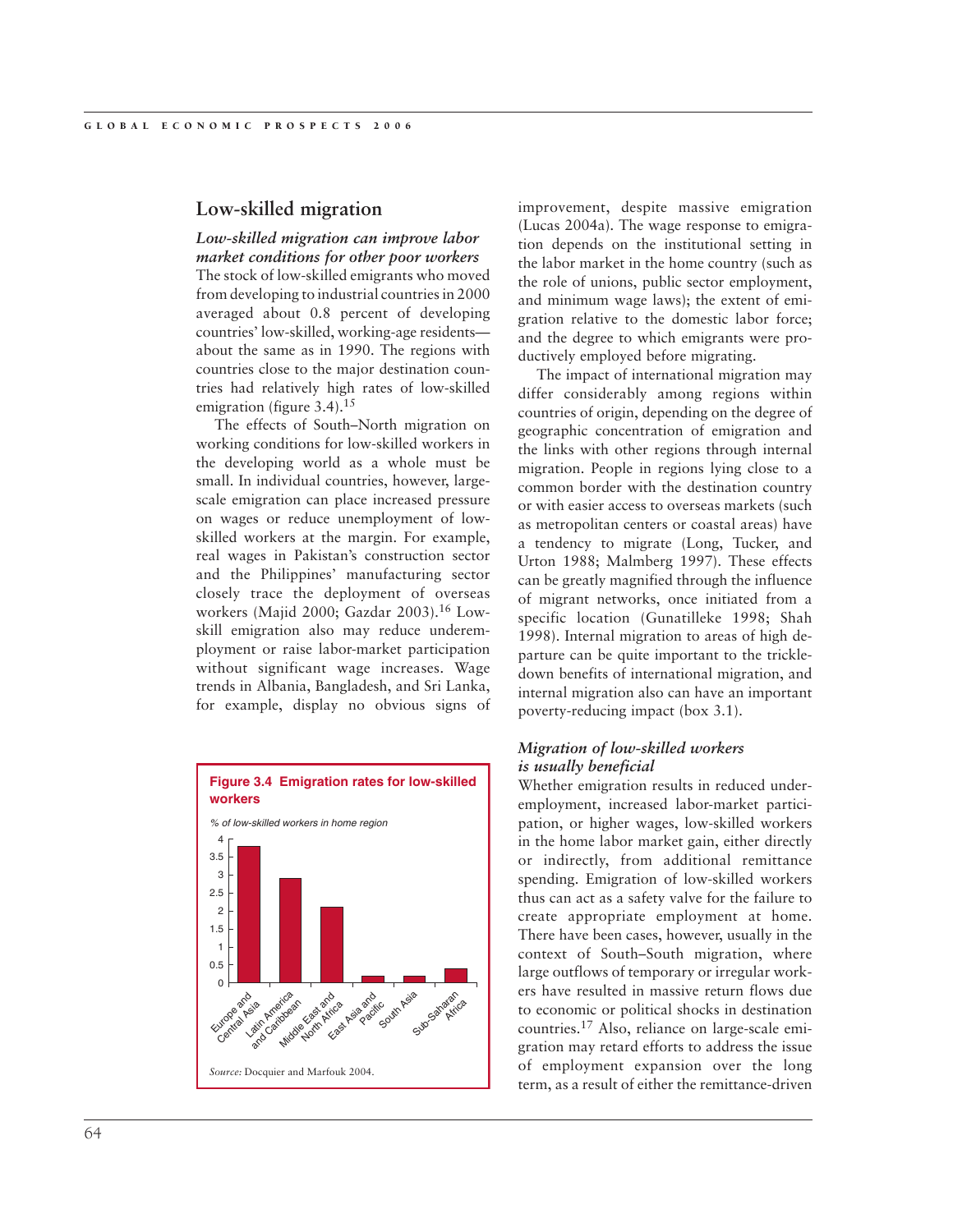## Low-skilled migration

***Low-skilled migration can improve labor market conditions for other poor workers***

The stock of low-skilled emigrants who moved from developing to industrial countries in 2000 averaged about 0.8 percent of developing countries' low-skilled, working-age residents—about the same as in 1990. The regions with countries close to the major destination countries had relatively high rates of low-skilled emigration (figure 3.4).[15]

The effects of South–North migration on working conditions for low-skilled workers in the developing world as a whole must be small. In individual countries, however, large-scale emigration can place increased pressure on wages or reduce unemployment of low-skilled workers at the margin. For example, real wages in Pakistan's construction sector and the Philippines' manufacturing sector closely trace the deployment of overseas workers (Majid 2000; Gazdar 2003).[16] Low-skill emigration also may reduce underemployment or raise labor-market participation without significant wage increases. Wage trends in Albania, Bangladesh, and Sri Lanka, for example, display no obvious signs of improvement, despite massive emigration (Lucas 2004a). The wage response to emigration depends on the institutional setting in the labor market in the home country (such as the role of unions, public sector employment, and minimum wage laws); the extent of emigration relative to the domestic labor force; and the degree to which emigrants were productively employed before migrating.

The impact of international migration may differ considerably among regions within countries of origin, depending on the degree of geographic concentration of emigration and the links with other regions through internal migration. People in regions lying close to a common border with the destination country or with easier access to overseas markets (such as metropolitan centers or coastal areas) have a tendency to migrate (Long, Tucker, and Urton 1988; Malmberg 1997). These effects can be greatly magnified through the influence of migrant networks, once initiated from a specific location (Gunatilleke 1998; Shah 1998). Internal migration to areas of high departure can be quite important to the trickle-down benefits of international migration, and internal migration also can have an important poverty-reducing impact (box 3.1).

**Figure 3.4 Emigration rates for low-skilled workers**

*% of low-skilled workers in home region*

| Region | % |
|---|---|
| Europe and Central Asia | 3.8 |
| Latin America and Caribbean | 2.9 |
| Middle East and North Africa | 2.1 |
| East Asia and Pacific | 0.2 |
| South Asia | 0.2 |
| Sub-Saharan Africa | 0.4 |

*Source:* Docquier and Marfouk 2004.

***Migration of low-skilled workers is usually beneficial***

Whether emigration results in reduced underemployment, increased labor-market participation, or higher wages, low-skilled workers in the home labor market gain, either directly or indirectly, from additional remittance spending. Emigration of low-skilled workers thus can act as a safety valve for the failure to create appropriate employment at home. There have been cases, however, usually in the context of South–South migration, where large outflows of temporary or irregular workers have resulted in massive return flows due to economic or political shocks in destination countries.[17] Also, reliance on large-scale emigration may retard efforts to address the issue of employment expansion over the long term, as a result of either the remittance-driven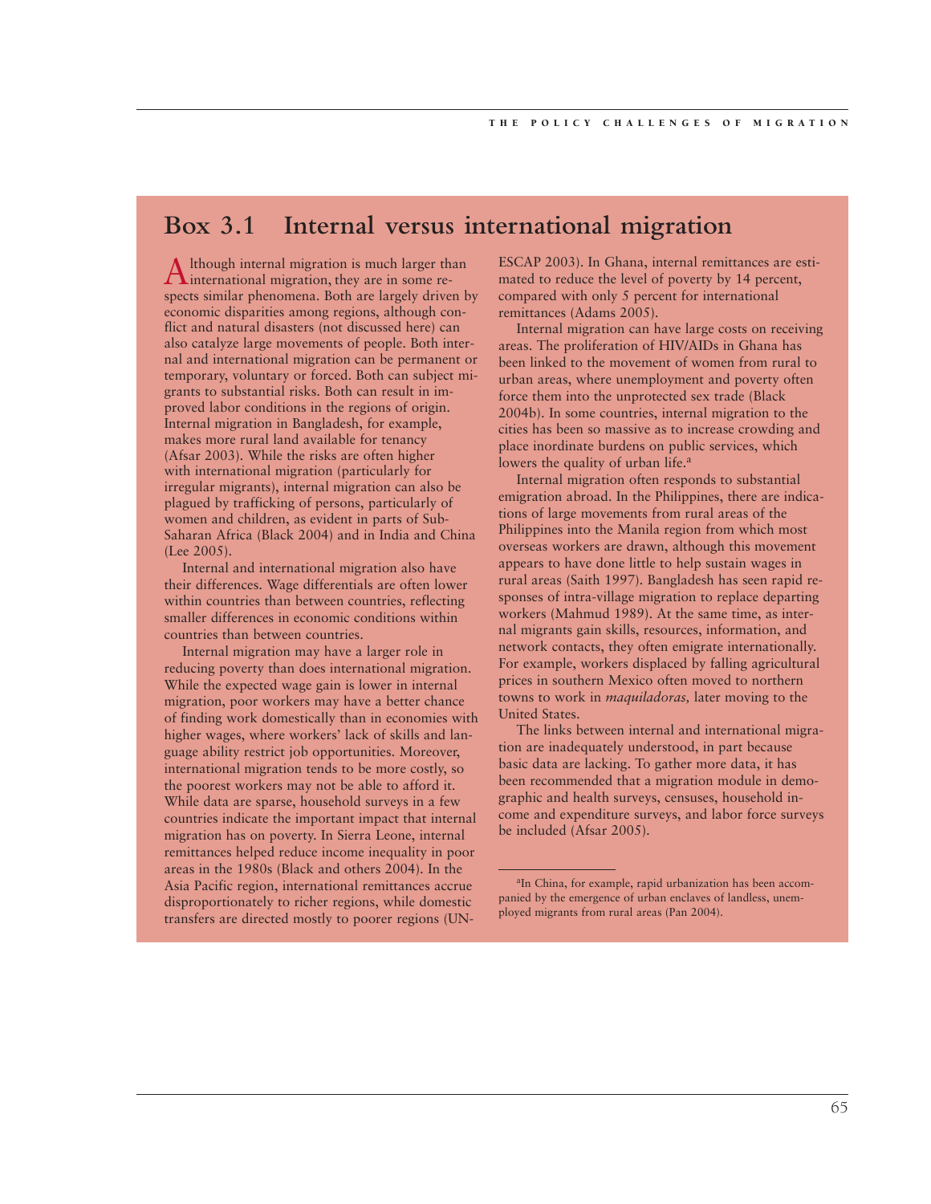## Box 3.1 Internal versus international migration

Although internal migration is much larger than international migration, they are in some respects similar phenomena. Both are largely driven by economic disparities among regions, although conflict and natural disasters (not discussed here) can also catalyze large movements of people. Both internal and international migration can be permanent or temporary, voluntary or forced. Both can subject migrants to substantial risks. Both can result in improved labor conditions in the regions of origin. Internal migration in Bangladesh, for example, makes more rural land available for tenancy (Afsar 2003). While the risks are often higher with international migration (particularly for irregular migrants), internal migration can also be plagued by trafficking of persons, particularly of women and children, as evident in parts of Sub-Saharan Africa (Black 2004) and in India and China (Lee 2005).

Internal and international migration also have their differences. Wage differentials are often lower within countries than between countries, reflecting smaller differences in economic conditions within countries than between countries.

Internal migration may have a larger role in reducing poverty than does international migration. While the expected wage gain is lower in internal migration, poor workers may have a better chance of finding work domestically than in economies with higher wages, where workers' lack of skills and language ability restrict job opportunities. Moreover, international migration tends to be more costly, so the poorest workers may not be able to afford it. While data are sparse, household surveys in a few countries indicate the important impact that internal migration has on poverty. In Sierra Leone, internal remittances helped reduce income inequality in poor areas in the 1980s (Black and others 2004). In the Asia Pacific region, international remittances accrue disproportionately to richer regions, while domestic transfers are directed mostly to poorer regions (UN-ESCAP 2003). In Ghana, internal remittances are estimated to reduce the level of poverty by 14 percent, compared with only 5 percent for international remittances (Adams 2005).

Internal migration can have large costs on receiving areas. The proliferation of HIV/AIDs in Ghana has been linked to the movement of women from rural to urban areas, where unemployment and poverty often force them into the unprotected sex trade (Black 2004b). In some countries, internal migration to the cities has been so massive as to increase crowding and place inordinate burdens on public services, which lowers the quality of urban life.[a]

Internal migration often responds to substantial emigration abroad. In the Philippines, there are indications of large movements from rural areas of the Philippines into the Manila region from which most overseas workers are drawn, although this movement appears to have done little to help sustain wages in rural areas (Saith 1997). Bangladesh has seen rapid responses of intra-village migration to replace departing workers (Mahmud 1989). At the same time, as internal migrants gain skills, resources, information, and network contacts, they often emigrate internationally. For example, workers displaced by falling agricultural prices in southern Mexico often moved to northern towns to work in *maquiladoras,* later moving to the United States.

The links between internal and international migration are inadequately understood, in part because basic data are lacking. To gather more data, it has been recommended that a migration module in demographic and health surveys, censuses, household income and expenditure surveys, and labor force surveys be included (Afsar 2005).

---

[a] In China, for example, rapid urbanization has been accompanied by the emergence of urban enclaves of landless, unemployed migrants from rural areas (Pan 2004).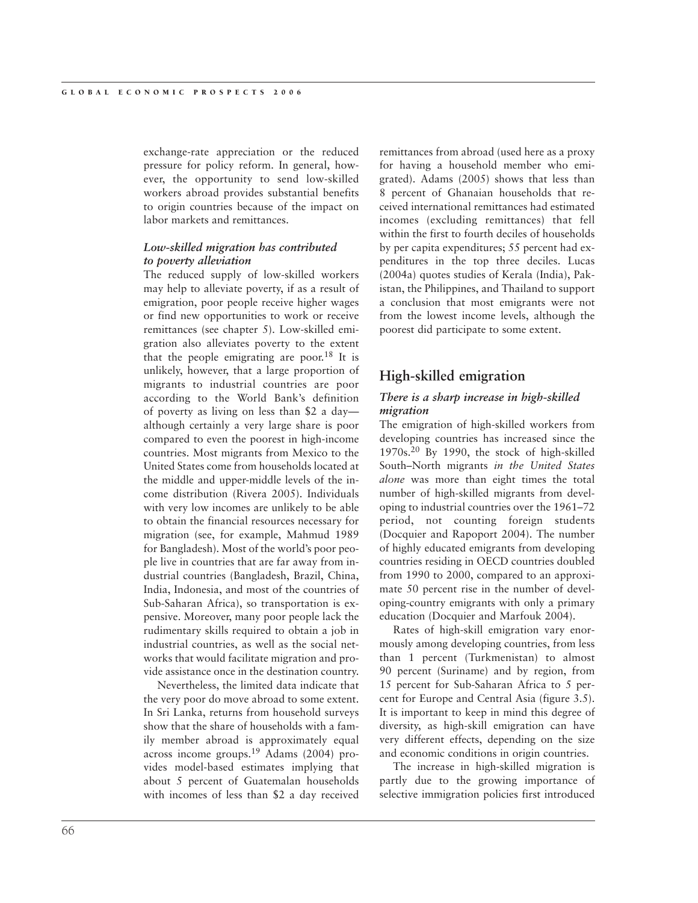exchange-rate appreciation or the reduced pressure for policy reform. In general, however, the opportunity to send low-skilled workers abroad provides substantial benefits to origin countries because of the impact on labor markets and remittances.

### *Low-skilled migration has contributed to poverty alleviation*

The reduced supply of low-skilled workers may help to alleviate poverty, if as a result of emigration, poor people receive higher wages or find new opportunities to work or receive remittances (see chapter 5). Low-skilled emigration also alleviates poverty to the extent that the people emigrating are poor.[18] It is unlikely, however, that a large proportion of migrants to industrial countries are poor according to the World Bank's definition of poverty as living on less than $2 a day—although certainly a very large share is poor compared to even the poorest in high-income countries. Most migrants from Mexico to the United States come from households located at the middle and upper-middle levels of the income distribution (Rivera 2005). Individuals with very low incomes are unlikely to be able to obtain the financial resources necessary for migration (see, for example, Mahmud 1989 for Bangladesh). Most of the world's poor people live in countries that are far away from industrial countries (Bangladesh, Brazil, China, India, Indonesia, and most of the countries of Sub-Saharan Africa), so transportation is expensive. Moreover, many poor people lack the rudimentary skills required to obtain a job in industrial countries, as well as the social networks that would facilitate migration and provide assistance once in the destination country.

Nevertheless, the limited data indicate that the very poor do move abroad to some extent. In Sri Lanka, returns from household surveys show that the share of households with a family member abroad is approximately equal across income groups.[19] Adams (2004) provides model-based estimates implying that about 5 percent of Guatemalan households with incomes of less than $2 a day received remittances from abroad (used here as a proxy for having a household member who emigrated). Adams (2005) shows that less than 8 percent of Ghanaian households that received international remittances had estimated incomes (excluding remittances) that fell within the first to fourth deciles of households by per capita expenditures; 55 percent had expenditures in the top three deciles. Lucas (2004a) quotes studies of Kerala (India), Pakistan, the Philippines, and Thailand to support a conclusion that most emigrants were not from the lowest income levels, although the poorest did participate to some extent.

## High-skilled emigration

### *There is a sharp increase in high-skilled migration*

The emigration of high-skilled workers from developing countries has increased since the 1970s.[20] By 1990, the stock of high-skilled South–North migrants *in the United States alone* was more than eight times the total number of high-skilled migrants from developing to industrial countries over the 1961–72 period, not counting foreign students (Docquier and Rapoport 2004). The number of highly educated emigrants from developing countries residing in OECD countries doubled from 1990 to 2000, compared to an approximate 50 percent rise in the number of developing-country emigrants with only a primary education (Docquier and Marfouk 2004).

Rates of high-skill emigration vary enormously among developing countries, from less than 1 percent (Turkmenistan) to almost 90 percent (Suriname) and by region, from 15 percent for Sub-Saharan Africa to 5 percent for Europe and Central Asia (figure 3.5). It is important to keep in mind this degree of diversity, as high-skill emigration can have very different effects, depending on the size and economic conditions in origin countries.

The increase in high-skilled migration is partly due to the growing importance of selective immigration policies first introduced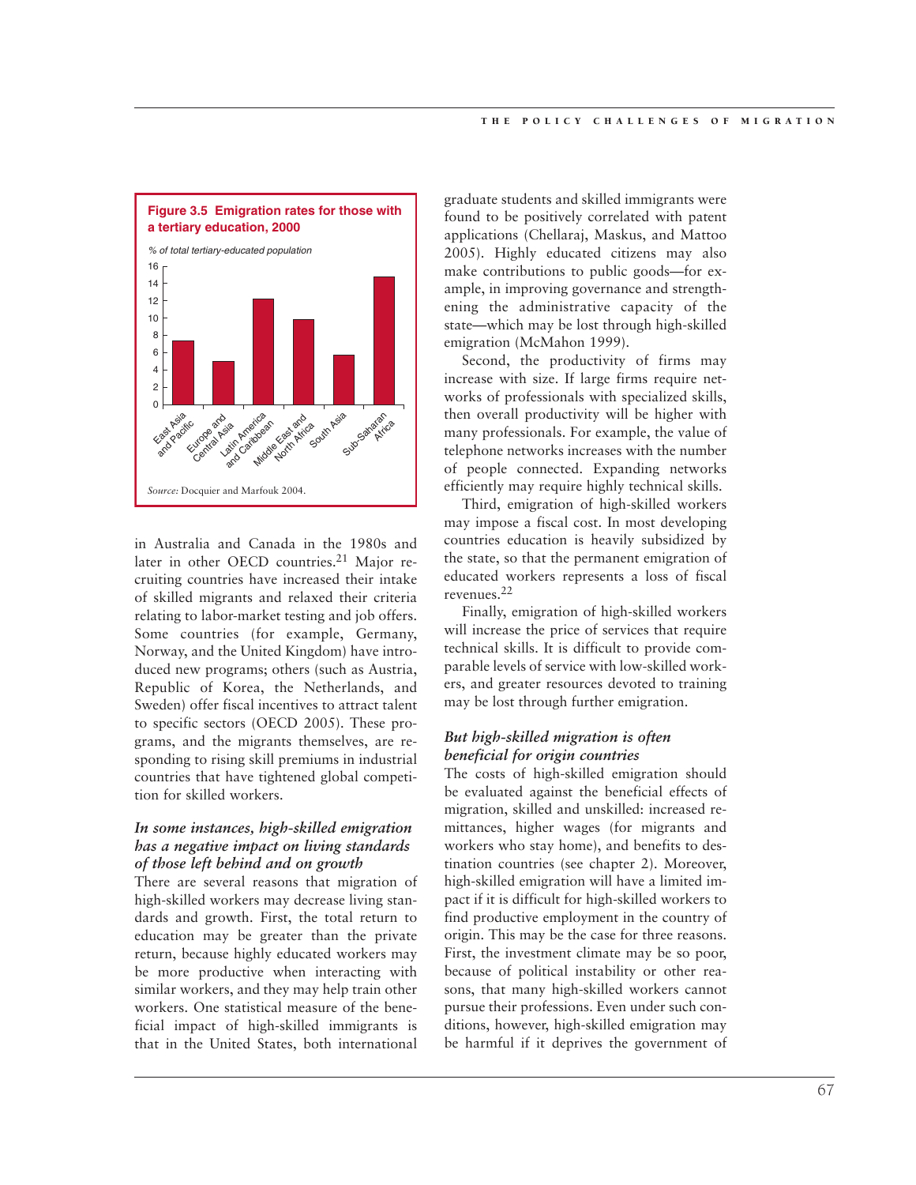**Figure 3.5 Emigration rates for those with a tertiary education, 2000**

*% of total tertiary-educated population*

| Region | % |
|---|---|
| East Asia and Pacific | ~7.3 |
| Europe and Central Asia | ~5 |
| Latin America and Caribbean | ~12.2 |
| Middle East and North Africa | ~9.8 |
| South Asia | ~5.7 |
| Sub-Saharan Africa | ~14.7 |

*Source:* Docquier and Marfouk 2004.

in Australia and Canada in the 1980s and later in other OECD countries.[21] Major recruiting countries have increased their intake of skilled migrants and relaxed their criteria relating to labor-market testing and job offers. Some countries (for example, Germany, Norway, and the United Kingdom) have introduced new programs; others (such as Austria, Republic of Korea, the Netherlands, and Sweden) offer fiscal incentives to attract talent to specific sectors (OECD 2005). These programs, and the migrants themselves, are responding to rising skill premiums in industrial countries that have tightened global competition for skilled workers.

### *In some instances, high-skilled emigration has a negative impact on living standards of those left behind and on growth*

There are several reasons that migration of high-skilled workers may decrease living standards and growth. First, the total return to education may be greater than the private return, because highly educated workers may be more productive when interacting with similar workers, and they may help train other workers. One statistical measure of the beneficial impact of high-skilled immigrants is that in the United States, both international graduate students and skilled immigrants were found to be positively correlated with patent applications (Chellaraj, Maskus, and Mattoo 2005). Highly educated citizens may also make contributions to public goods—for example, in improving governance and strengthening the administrative capacity of the state—which may be lost through high-skilled emigration (McMahon 1999).

Second, the productivity of firms may increase with size. If large firms require networks of professionals with specialized skills, then overall productivity will be higher with many professionals. For example, the value of telephone networks increases with the number of people connected. Expanding networks efficiently may require highly technical skills.

Third, emigration of high-skilled workers may impose a fiscal cost. In most developing countries education is heavily subsidized by the state, so that the permanent emigration of educated workers represents a loss of fiscal revenues.[22]

Finally, emigration of high-skilled workers will increase the price of services that require technical skills. It is difficult to provide comparable levels of service with low-skilled workers, and greater resources devoted to training may be lost through further emigration.

### *But high-skilled migration is often beneficial for origin countries*

The costs of high-skilled emigration should be evaluated against the beneficial effects of migration, skilled and unskilled: increased remittances, higher wages (for migrants and workers who stay home), and benefits to destination countries (see chapter 2). Moreover, high-skilled emigration will have a limited impact if it is difficult for high-skilled workers to find productive employment in the country of origin. This may be the case for three reasons. First, the investment climate may be so poor, because of political instability or other reasons, that many high-skilled workers cannot pursue their professions. Even under such conditions, however, high-skilled emigration may be harmful if it deprives the government of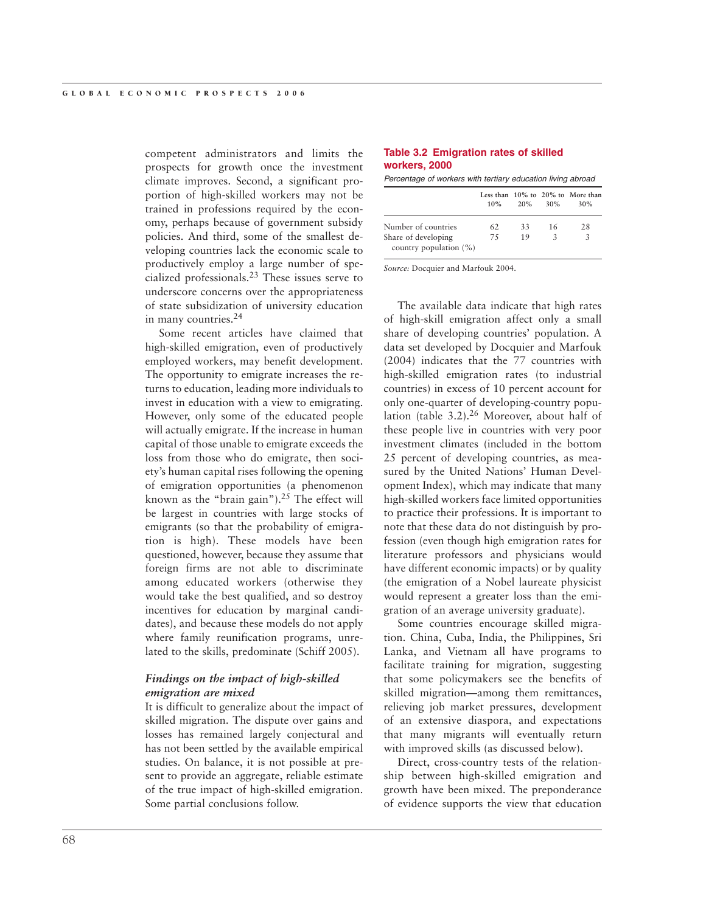competent administrators and limits the prospects for growth once the investment climate improves. Second, a significant proportion of high-skilled workers may not be trained in professions required by the economy, perhaps because of government subsidy policies. And third, some of the smallest developing countries lack the economic scale to productively employ a large number of specialized professionals.[23] These issues serve to underscore concerns over the appropriateness of state subsidization of university education in many countries.[24]

Some recent articles have claimed that high-skilled emigration, even of productively employed workers, may benefit development. The opportunity to emigrate increases the returns to education, leading more individuals to invest in education with a view to emigrating. However, only some of the educated people will actually emigrate. If the increase in human capital of those unable to emigrate exceeds the loss from those who do emigrate, then society's human capital rises following the opening of emigration opportunities (a phenomenon known as the "brain gain").[25] The effect will be largest in countries with large stocks of emigrants (so that the probability of emigration is high). These models have been questioned, however, because they assume that foreign firms are not able to discriminate among educated workers (otherwise they would take the best qualified, and so destroy incentives for education by marginal candidates), and because these models do not apply where family reunification programs, unrelated to the skills, predominate (Schiff 2005).

### *Findings on the impact of high-skilled emigration are mixed*

It is difficult to generalize about the impact of skilled migration. The dispute over gains and losses has remained largely conjectural and has not been settled by the available empirical studies. On balance, it is not possible at present to provide an aggregate, reliable estimate of the true impact of high-skilled emigration. Some partial conclusions follow.

**Table 3.2 Emigration rates of skilled workers, 2000**

*Percentage of workers with tertiary education living abroad*

| | Less than 10% | 10% to 20% | 20% to 30% | More than 30% |
|---|---|---|---|---|
| Number of countries | 62 | 33 | 16 | 28 |
| Share of developing country population (%) | 75 | 19 | 3 | 3 |

*Source:* Docquier and Marfouk 2004.

The available data indicate that high rates of high-skill emigration affect only a small share of developing countries' population. A data set developed by Docquier and Marfouk (2004) indicates that the 77 countries with high-skilled emigration rates (to industrial countries) in excess of 10 percent account for only one-quarter of developing-country population (table 3.2).[26] Moreover, about half of these people live in countries with very poor investment climates (included in the bottom 25 percent of developing countries, as measured by the United Nations' Human Development Index), which may indicate that many high-skilled workers face limited opportunities to practice their professions. It is important to note that these data do not distinguish by profession (even though high emigration rates for literature professors and physicians would have different economic impacts) or by quality (the emigration of a Nobel laureate physicist would represent a greater loss than the emigration of an average university graduate).

Some countries encourage skilled migration. China, Cuba, India, the Philippines, Sri Lanka, and Vietnam all have programs to facilitate training for migration, suggesting that some policymakers see the benefits of skilled migration—among them remittances, relieving job market pressures, development of an extensive diaspora, and expectations that many migrants will eventually return with improved skills (as discussed below).

Direct, cross-country tests of the relationship between high-skilled emigration and growth have been mixed. The preponderance of evidence supports the view that education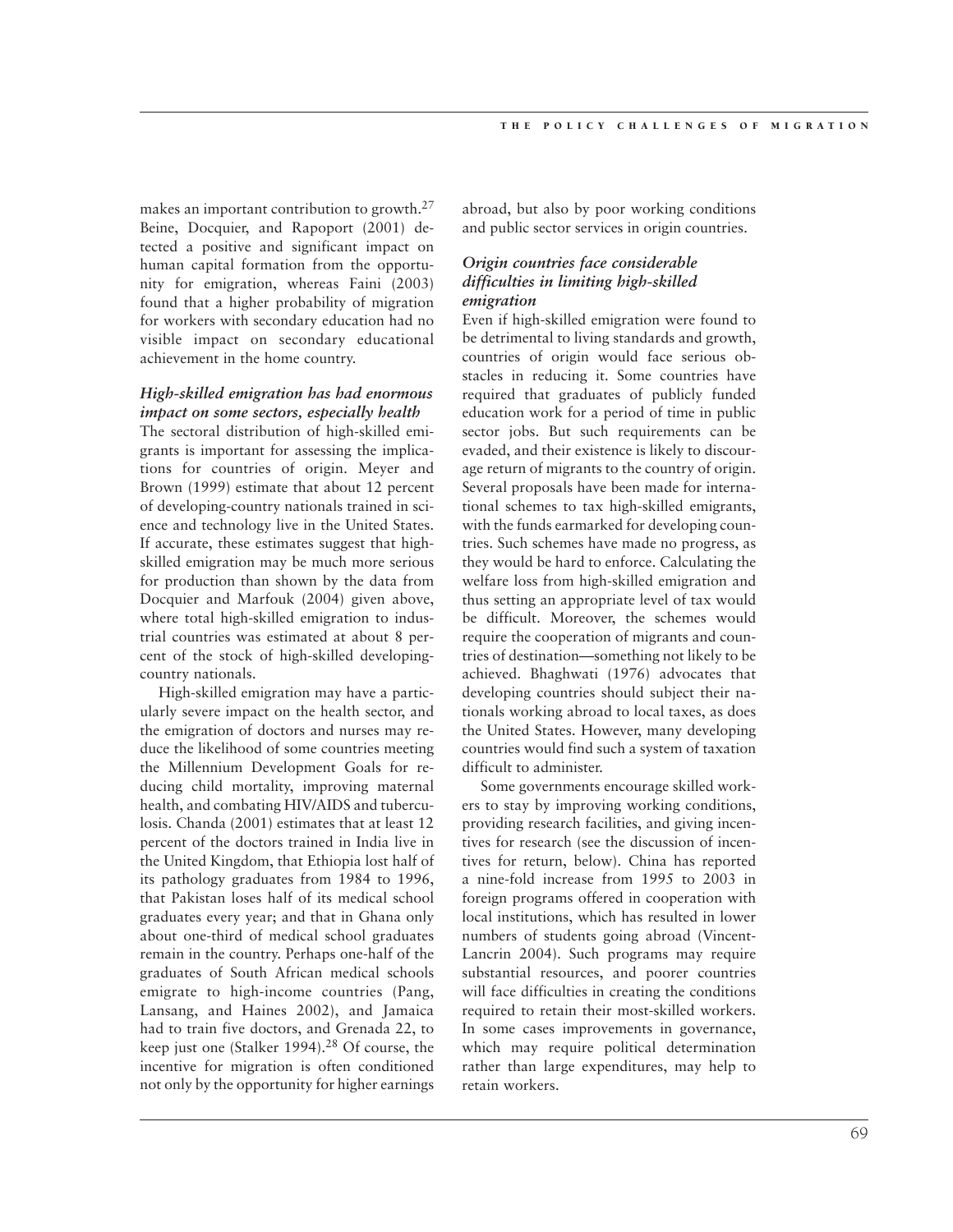makes an important contribution to growth.[27] Beine, Docquier, and Rapoport (2001) detected a positive and significant impact on human capital formation from the opportunity for emigration, whereas Faini (2003) found that a higher probability of migration for workers with secondary education had no visible impact on secondary educational achievement in the home country.

### *High-skilled emigration has had enormous impact on some sectors, especially health*

The sectoral distribution of high-skilled emigrants is important for assessing the implications for countries of origin. Meyer and Brown (1999) estimate that about 12 percent of developing-country nationals trained in science and technology live in the United States. If accurate, these estimates suggest that high-skilled emigration may be much more serious for production than shown by the data from Docquier and Marfouk (2004) given above, where total high-skilled emigration to industrial countries was estimated at about 8 percent of the stock of high-skilled developing-country nationals.

High-skilled emigration may have a particularly severe impact on the health sector, and the emigration of doctors and nurses may reduce the likelihood of some countries meeting the Millennium Development Goals for reducing child mortality, improving maternal health, and combating HIV/AIDS and tuberculosis. Chanda (2001) estimates that at least 12 percent of the doctors trained in India live in the United Kingdom, that Ethiopia lost half of its pathology graduates from 1984 to 1996, that Pakistan loses half of its medical school graduates every year; and that in Ghana only about one-third of medical school graduates remain in the country. Perhaps one-half of the graduates of South African medical schools emigrate to high-income countries (Pang, Lansang, and Haines 2002), and Jamaica had to train five doctors, and Grenada 22, to keep just one (Stalker 1994).[28] Of course, the incentive for migration is often conditioned not only by the opportunity for higher earnings abroad, but also by poor working conditions and public sector services in origin countries.

### *Origin countries face considerable difficulties in limiting high-skilled emigration*

Even if high-skilled emigration were found to be detrimental to living standards and growth, countries of origin would face serious obstacles in reducing it. Some countries have required that graduates of publicly funded education work for a period of time in public sector jobs. But such requirements can be evaded, and their existence is likely to discourage return of migrants to the country of origin. Several proposals have been made for international schemes to tax high-skilled emigrants, with the funds earmarked for developing countries. Such schemes have made no progress, as they would be hard to enforce. Calculating the welfare loss from high-skilled emigration and thus setting an appropriate level of tax would be difficult. Moreover, the schemes would require the cooperation of migrants and countries of destination—something not likely to be achieved. Bhaghwati (1976) advocates that developing countries should subject their nationals working abroad to local taxes, as does the United States. However, many developing countries would find such a system of taxation difficult to administer.

Some governments encourage skilled workers to stay by improving working conditions, providing research facilities, and giving incentives for research (see the discussion of incentives for return, below). China has reported a nine-fold increase from 1995 to 2003 in foreign programs offered in cooperation with local institutions, which has resulted in lower numbers of students going abroad (Vincent-Lancrin 2004). Such programs may require substantial resources, and poorer countries will face difficulties in creating the conditions required to retain their most-skilled workers. In some cases improvements in governance, which may require political determination rather than large expenditures, may help to retain workers.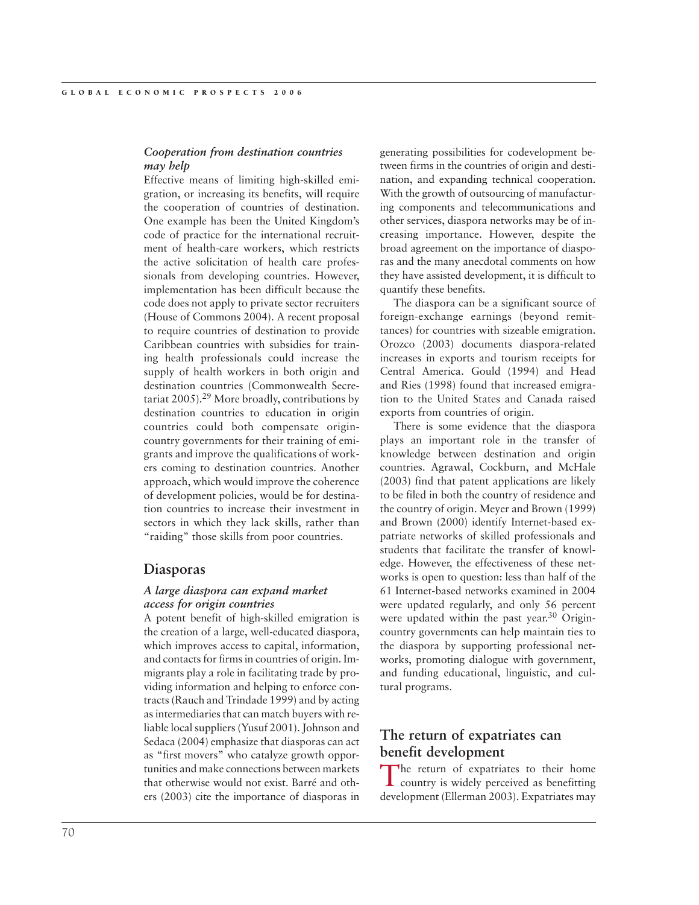### *Cooperation from destination countries may help*

Effective means of limiting high-skilled emigration, or increasing its benefits, will require the cooperation of countries of destination. One example has been the United Kingdom's code of practice for the international recruitment of health-care workers, which restricts the active solicitation of health care professionals from developing countries. However, implementation has been difficult because the code does not apply to private sector recruiters (House of Commons 2004). A recent proposal to require countries of destination to provide Caribbean countries with subsidies for training health professionals could increase the supply of health workers in both origin and destination countries (Commonwealth Secretariat 2005).[29] More broadly, contributions by destination countries to education in origin countries could both compensate origin-country governments for their training of emigrants and improve the qualifications of workers coming to destination countries. Another approach, which would improve the coherence of development policies, would be for destination countries to increase their investment in sectors in which they lack skills, rather than "raiding" those skills from poor countries.

## Diasporas

### *A large diaspora can expand market access for origin countries*

A potent benefit of high-skilled emigration is the creation of a large, well-educated diaspora, which improves access to capital, information, and contacts for firms in countries of origin. Immigrants play a role in facilitating trade by providing information and helping to enforce contracts (Rauch and Trindade 1999) and by acting as intermediaries that can match buyers with reliable local suppliers (Yusuf 2001). Johnson and Sedaca (2004) emphasize that diasporas can act as "first movers" who catalyze growth opportunities and make connections between markets that otherwise would not exist. Barré and others (2003) cite the importance of diasporas in generating possibilities for codevelopment between firms in the countries of origin and destination, and expanding technical cooperation. With the growth of outsourcing of manufacturing components and telecommunications and other services, diaspora networks may be of increasing importance. However, despite the broad agreement on the importance of diasporas and the many anecdotal comments on how they have assisted development, it is difficult to quantify these benefits.

The diaspora can be a significant source of foreign-exchange earnings (beyond remittances) for countries with sizeable emigration. Orozco (2003) documents diaspora-related increases in exports and tourism receipts for Central America. Gould (1994) and Head and Ries (1998) found that increased emigration to the United States and Canada raised exports from countries of origin.

There is some evidence that the diaspora plays an important role in the transfer of knowledge between destination and origin countries. Agrawal, Cockburn, and McHale (2003) find that patent applications are likely to be filed in both the country of residence and the country of origin. Meyer and Brown (1999) and Brown (2000) identify Internet-based expatriate networks of skilled professionals and students that facilitate the transfer of knowledge. However, the effectiveness of these networks is open to question: less than half of the 61 Internet-based networks examined in 2004 were updated regularly, and only 56 percent were updated within the past year.[30] Origin-country governments can help maintain ties to the diaspora by supporting professional networks, promoting dialogue with government, and funding educational, linguistic, and cultural programs.

## The return of expatriates can benefit development

The return of expatriates to their home country is widely perceived as benefitting development (Ellerman 2003). Expatriates may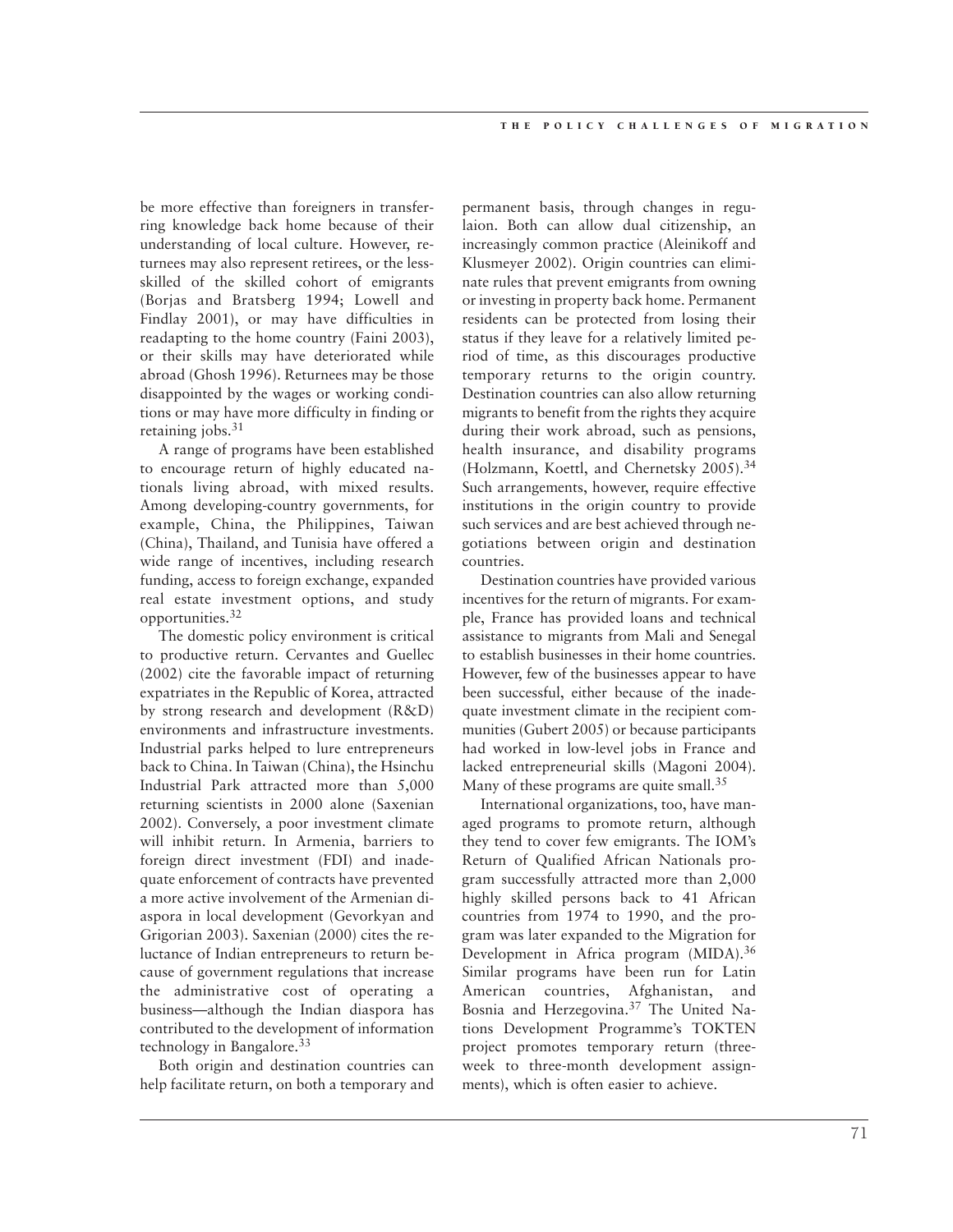be more effective than foreigners in transferring knowledge back home because of their understanding of local culture. However, returnees may also represent retirees, or the less-skilled of the skilled cohort of emigrants (Borjas and Bratsberg 1994; Lowell and Findlay 2001), or may have difficulties in readapting to the home country (Faini 2003), or their skills may have deteriorated while abroad (Ghosh 1996). Returnees may be those disappointed by the wages or working conditions or may have more difficulty in finding or retaining jobs.[31]

A range of programs have been established to encourage return of highly educated nationals living abroad, with mixed results. Among developing-country governments, for example, China, the Philippines, Taiwan (China), Thailand, and Tunisia have offered a wide range of incentives, including research funding, access to foreign exchange, expanded real estate investment options, and study opportunities.[32]

The domestic policy environment is critical to productive return. Cervantes and Guellec (2002) cite the favorable impact of returning expatriates in the Republic of Korea, attracted by strong research and development (R&D) environments and infrastructure investments. Industrial parks helped to lure entrepreneurs back to China. In Taiwan (China), the Hsinchu Industrial Park attracted more than 5,000 returning scientists in 2000 alone (Saxenian 2002). Conversely, a poor investment climate will inhibit return. In Armenia, barriers to foreign direct investment (FDI) and inadequate enforcement of contracts have prevented a more active involvement of the Armenian diaspora in local development (Gevorkyan and Grigorian 2003). Saxenian (2000) cites the reluctance of Indian entrepreneurs to return because of government regulations that increase the administrative cost of operating a business—although the Indian diaspora has contributed to the development of information technology in Bangalore.[33]

Both origin and destination countries can help facilitate return, on both a temporary and permanent basis, through changes in regulaion. Both can allow dual citizenship, an increasingly common practice (Aleinikoff and Klusmeyer 2002). Origin countries can eliminate rules that prevent emigrants from owning or investing in property back home. Permanent residents can be protected from losing their status if they leave for a relatively limited period of time, as this discourages productive temporary returns to the origin country. Destination countries can also allow returning migrants to benefit from the rights they acquire during their work abroad, such as pensions, health insurance, and disability programs (Holzmann, Koettl, and Chernetsky 2005).[34] Such arrangements, however, require effective institutions in the origin country to provide such services and are best achieved through negotiations between origin and destination countries.

Destination countries have provided various incentives for the return of migrants. For example, France has provided loans and technical assistance to migrants from Mali and Senegal to establish businesses in their home countries. However, few of the businesses appear to have been successful, either because of the inadequate investment climate in the recipient communities (Gubert 2005) or because participants had worked in low-level jobs in France and lacked entrepreneurial skills (Magoni 2004). Many of these programs are quite small.[35]

International organizations, too, have managed programs to promote return, although they tend to cover few emigrants. The IOM's Return of Qualified African Nationals program successfully attracted more than 2,000 highly skilled persons back to 41 African countries from 1974 to 1990, and the program was later expanded to the Migration for Development in Africa program (MIDA).[36] Similar programs have been run for Latin American countries, Afghanistan, and Bosnia and Herzegovina.[37] The United Nations Development Programme's TOKTEN project promotes temporary return (three-week to three-month development assignments), which is often easier to achieve.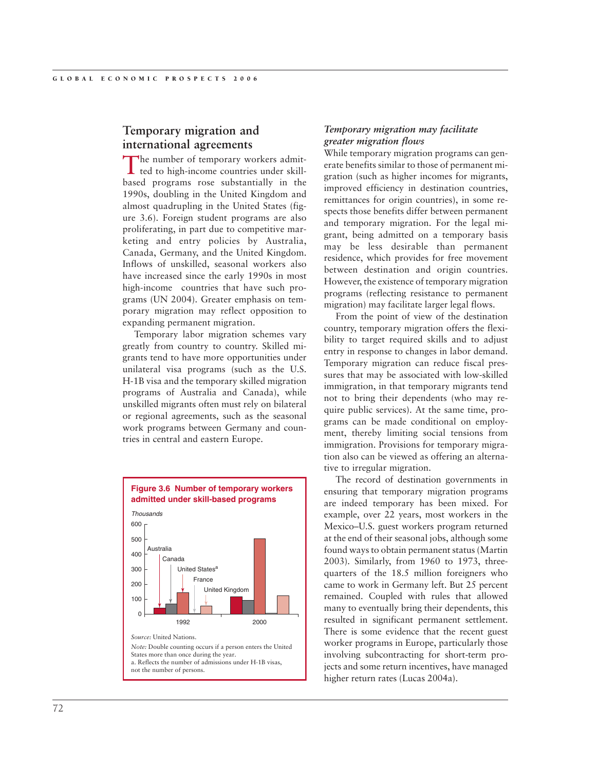## Temporary migration and international agreements

The number of temporary workers admitted to high-income countries under skill-based programs rose substantially in the 1990s, doubling in the United Kingdom and almost quadrupling in the United States (figure 3.6). Foreign student programs are also proliferating, in part due to competitive marketing and entry policies by Australia, Canada, Germany, and the United Kingdom. Inflows of unskilled, seasonal workers also have increased since the early 1990s in most high-income countries that have such programs (UN 2004). Greater emphasis on temporary migration may reflect opposition to expanding permanent migration.

Temporary labor migration schemes vary greatly from country to country. Skilled migrants tend to have more opportunities under unilateral visa programs (such as the U.S. H-1B visa and the temporary skilled migration programs of Australia and Canada), while unskilled migrants often must rely on bilateral or regional agreements, such as the seasonal work programs between Germany and countries in central and eastern Europe.

**Figure 3.6 Number of temporary workers admitted under skill-based programs**

*Thousands*

Chart series: Australia, Canada, United States[a], France, United Kingdom; years 1992 and 2000; vertical axis 0–600.

*Source:* United Nations.

*Note:* Double counting occurs if a person enters the United States more than once during the year.

a. Reflects the number of admissions under H-1B visas, not the number of persons.

### *Temporary migration may facilitate greater migration flows*

While temporary migration programs can generate benefits similar to those of permanent migration (such as higher incomes for migrants, improved efficiency in destination countries, remittances for origin countries), in some respects those benefits differ between permanent and temporary migration. For the legal migrant, being admitted on a temporary basis may be less desirable than permanent residence, which provides for free movement between destination and origin countries. However, the existence of temporary migration programs (reflecting resistance to permanent migration) may facilitate larger legal flows.

From the point of view of the destination country, temporary migration offers the flexibility to target required skills and to adjust entry in response to changes in labor demand. Temporary migration can reduce fiscal pressures that may be associated with low-skilled immigration, in that temporary migrants tend not to bring their dependents (who may require public services). At the same time, programs can be made conditional on employment, thereby limiting social tensions from immigration. Provisions for temporary migration also can be viewed as offering an alternative to irregular migration.

The record of destination governments in ensuring that temporary migration programs are indeed temporary has been mixed. For example, over 22 years, most workers in the Mexico–U.S. guest workers program returned at the end of their seasonal jobs, although some found ways to obtain permanent status (Martin 2003). Similarly, from 1960 to 1973, three-quarters of the 18.5 million foreigners who came to work in Germany left. But 25 percent remained. Coupled with rules that allowed many to eventually bring their dependents, this resulted in significant permanent settlement. There is some evidence that the recent guest worker programs in Europe, particularly those involving subcontracting for short-term projects and some return incentives, have managed higher return rates (Lucas 2004a).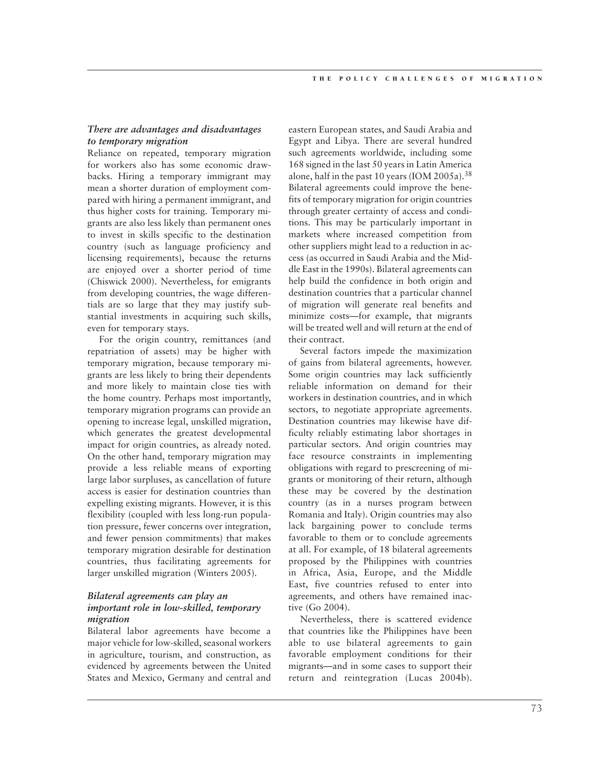### *There are advantages and disadvantages to temporary migration*

Reliance on repeated, temporary migration for workers also has some economic drawbacks. Hiring a temporary immigrant may mean a shorter duration of employment compared with hiring a permanent immigrant, and thus higher costs for training. Temporary migrants are also less likely than permanent ones to invest in skills specific to the destination country (such as language proficiency and licensing requirements), because the returns are enjoyed over a shorter period of time (Chiswick 2000). Nevertheless, for emigrants from developing countries, the wage differentials are so large that they may justify substantial investments in acquiring such skills, even for temporary stays.

For the origin country, remittances (and repatriation of assets) may be higher with temporary migration, because temporary migrants are less likely to bring their dependents and more likely to maintain close ties with the home country. Perhaps most importantly, temporary migration programs can provide an opening to increase legal, unskilled migration, which generates the greatest developmental impact for origin countries, as already noted. On the other hand, temporary migration may provide a less reliable means of exporting large labor surpluses, as cancellation of future access is easier for destination countries than expelling existing migrants. However, it is this flexibility (coupled with less long-run population pressure, fewer concerns over integration, and fewer pension commitments) that makes temporary migration desirable for destination countries, thus facilitating agreements for larger unskilled migration (Winters 2005).

### *Bilateral agreements can play an important role in low-skilled, temporary migration*

Bilateral labor agreements have become a major vehicle for low-skilled, seasonal workers in agriculture, tourism, and construction, as evidenced by agreements between the United States and Mexico, Germany and central and eastern European states, and Saudi Arabia and Egypt and Libya. There are several hundred such agreements worldwide, including some 168 signed in the last 50 years in Latin America alone, half in the past 10 years (IOM 2005a).[38] Bilateral agreements could improve the benefits of temporary migration for origin countries through greater certainty of access and conditions. This may be particularly important in markets where increased competition from other suppliers might lead to a reduction in access (as occurred in Saudi Arabia and the Middle East in the 1990s). Bilateral agreements can help build the confidence in both origin and destination countries that a particular channel of migration will generate real benefits and minimize costs—for example, that migrants will be treated well and will return at the end of their contract.

Several factors impede the maximization of gains from bilateral agreements, however. Some origin countries may lack sufficiently reliable information on demand for their workers in destination countries, and in which sectors, to negotiate appropriate agreements. Destination countries may likewise have difficulty reliably estimating labor shortages in particular sectors. And origin countries may face resource constraints in implementing obligations with regard to prescreening of migrants or monitoring of their return, although these may be covered by the destination country (as in a nurses program between Romania and Italy). Origin countries may also lack bargaining power to conclude terms favorable to them or to conclude agreements at all. For example, of 18 bilateral agreements proposed by the Philippines with countries in Africa, Asia, Europe, and the Middle East, five countries refused to enter into agreements, and others have remained inactive (Go 2004).

Nevertheless, there is scattered evidence that countries like the Philippines have been able to use bilateral agreements to gain favorable employment conditions for their migrants—and in some cases to support their return and reintegration (Lucas 2004b).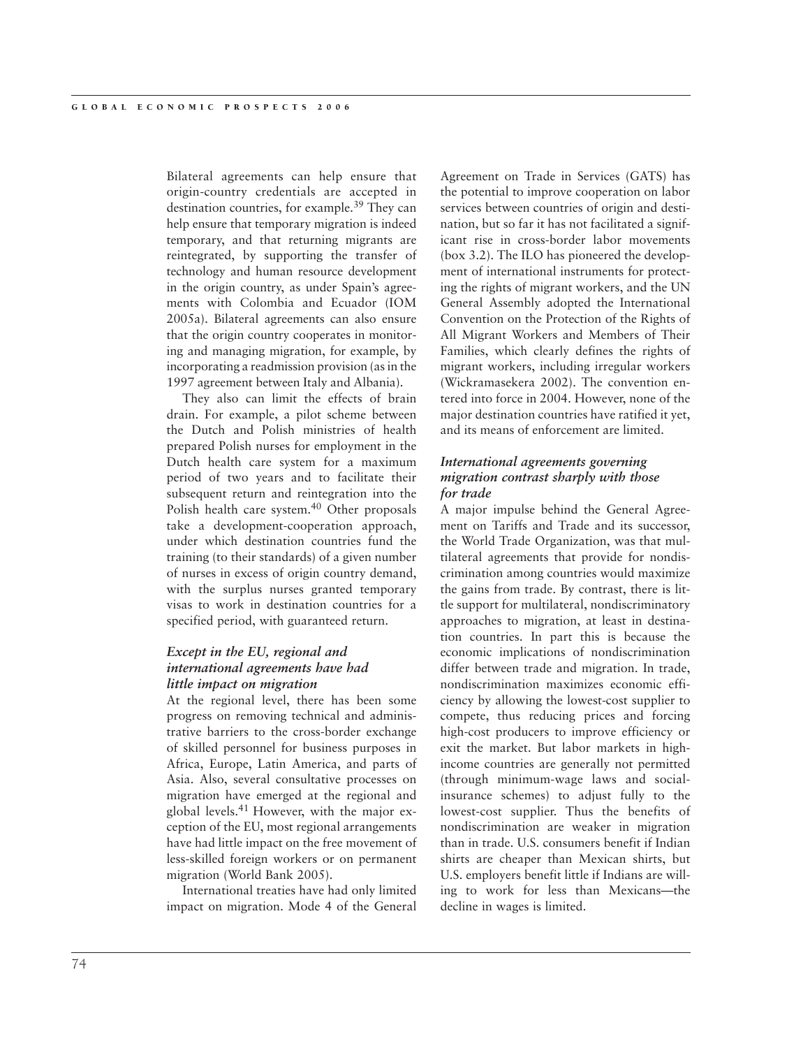Bilateral agreements can help ensure that origin-country credentials are accepted in destination countries, for example.[39] They can help ensure that temporary migration is indeed temporary, and that returning migrants are reintegrated, by supporting the transfer of technology and human resource development in the origin country, as under Spain's agreements with Colombia and Ecuador (IOM 2005a). Bilateral agreements can also ensure that the origin country cooperates in monitoring and managing migration, for example, by incorporating a readmission provision (as in the 1997 agreement between Italy and Albania).

They also can limit the effects of brain drain. For example, a pilot scheme between the Dutch and Polish ministries of health prepared Polish nurses for employment in the Dutch health care system for a maximum period of two years and to facilitate their subsequent return and reintegration into the Polish health care system.[40] Other proposals take a development-cooperation approach, under which destination countries fund the training (to their standards) of a given number of nurses in excess of origin country demand, with the surplus nurses granted temporary visas to work in destination countries for a specified period, with guaranteed return.

### *Except in the EU, regional and international agreements have had little impact on migration*

At the regional level, there has been some progress on removing technical and administrative barriers to the cross-border exchange of skilled personnel for business purposes in Africa, Europe, Latin America, and parts of Asia. Also, several consultative processes on migration have emerged at the regional and global levels.[41] However, with the major exception of the EU, most regional arrangements have had little impact on the free movement of less-skilled foreign workers or on permanent migration (World Bank 2005).

International treaties have had only limited impact on migration. Mode 4 of the General Agreement on Trade in Services (GATS) has the potential to improve cooperation on labor services between countries of origin and destination, but so far it has not facilitated a significant rise in cross-border labor movements (box 3.2). The ILO has pioneered the development of international instruments for protecting the rights of migrant workers, and the UN General Assembly adopted the International Convention on the Protection of the Rights of All Migrant Workers and Members of Their Families, which clearly defines the rights of migrant workers, including irregular workers (Wickramasekera 2002). The convention entered into force in 2004. However, none of the major destination countries have ratified it yet, and its means of enforcement are limited.

### *International agreements governing migration contrast sharply with those for trade*

A major impulse behind the General Agreement on Tariffs and Trade and its successor, the World Trade Organization, was that multilateral agreements that provide for nondiscrimination among countries would maximize the gains from trade. By contrast, there is little support for multilateral, nondiscriminatory approaches to migration, at least in destination countries. In part this is because the economic implications of nondiscrimination differ between trade and migration. In trade, nondiscrimination maximizes economic efficiency by allowing the lowest-cost supplier to compete, thus reducing prices and forcing high-cost producers to improve efficiency or exit the market. But labor markets in high-income countries are generally not permitted (through minimum-wage laws and social-insurance schemes) to adjust fully to the lowest-cost supplier. Thus the benefits of nondiscrimination are weaker in migration than in trade. U.S. consumers benefit if Indian shirts are cheaper than Mexican shirts, but U.S. employers benefit little if Indians are willing to work for less than Mexicans—the decline in wages is limited.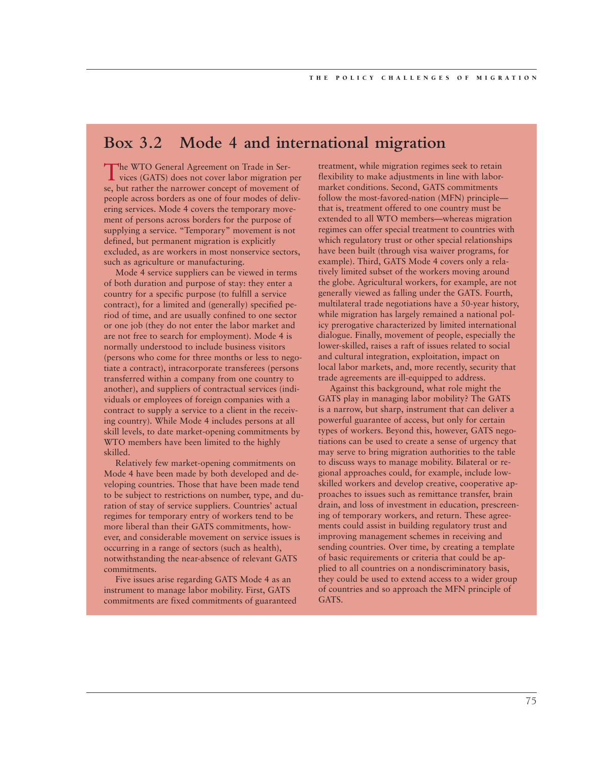## Box 3.2 Mode 4 and international migration

The WTO General Agreement on Trade in Services (GATS) does not cover labor migration per se, but rather the narrower concept of movement of people across borders as one of four modes of delivering services. Mode 4 covers the temporary movement of persons across borders for the purpose of supplying a service. "Temporary" movement is not defined, but permanent migration is explicitly excluded, as are workers in most nonservice sectors, such as agriculture or manufacturing.

Mode 4 service suppliers can be viewed in terms of both duration and purpose of stay: they enter a country for a specific purpose (to fulfill a service contract), for a limited and (generally) specified period of time, and are usually confined to one sector or one job (they do not enter the labor market and are not free to search for employment). Mode 4 is normally understood to include business visitors (persons who come for three months or less to negotiate a contract), intracorporate transferees (persons transferred within a company from one country to another), and suppliers of contractual services (individuals or employees of foreign companies with a contract to supply a service to a client in the receiving country). While Mode 4 includes persons at all skill levels, to date market-opening commitments by WTO members have been limited to the highly skilled.

Relatively few market-opening commitments on Mode 4 have been made by both developed and developing countries. Those that have been made tend to be subject to restrictions on number, type, and duration of stay of service suppliers. Countries' actual regimes for temporary entry of workers tend to be more liberal than their GATS commitments, however, and considerable movement on service issues is occurring in a range of sectors (such as health), notwithstanding the near-absence of relevant GATS commitments.

Five issues arise regarding GATS Mode 4 as an instrument to manage labor mobility. First, GATS commitments are fixed commitments of guaranteed treatment, while migration regimes seek to retain flexibility to make adjustments in line with labor-market conditions. Second, GATS commitments follow the most-favored-nation (MFN) principle—that is, treatment offered to one country must be extended to all WTO members—whereas migration regimes can offer special treatment to countries with which regulatory trust or other special relationships have been built (through visa waiver programs, for example). Third, GATS Mode 4 covers only a relatively limited subset of the workers moving around the globe. Agricultural workers, for example, are not generally viewed as falling under the GATS. Fourth, multilateral trade negotiations have a 50-year history, while migration has largely remained a national policy prerogative characterized by limited international dialogue. Finally, movement of people, especially the lower-skilled, raises a raft of issues related to social and cultural integration, exploitation, impact on local labor markets, and, more recently, security that trade agreements are ill-equipped to address.

Against this background, what role might the GATS play in managing labor mobility? The GATS is a narrow, but sharp, instrument that can deliver a powerful guarantee of access, but only for certain types of workers. Beyond this, however, GATS negotiations can be used to create a sense of urgency that may serve to bring migration authorities to the table to discuss ways to manage mobility. Bilateral or regional approaches could, for example, include low-skilled workers and develop creative, cooperative approaches to issues such as remittance transfer, brain drain, and loss of investment in education, prescreening of temporary workers, and return. These agreements could assist in building regulatory trust and improving management schemes in receiving and sending countries. Over time, by creating a template of basic requirements or criteria that could be applied to all countries on a nondiscriminatory basis, they could be used to extend access to a wider group of countries and so approach the MFN principle of GATS.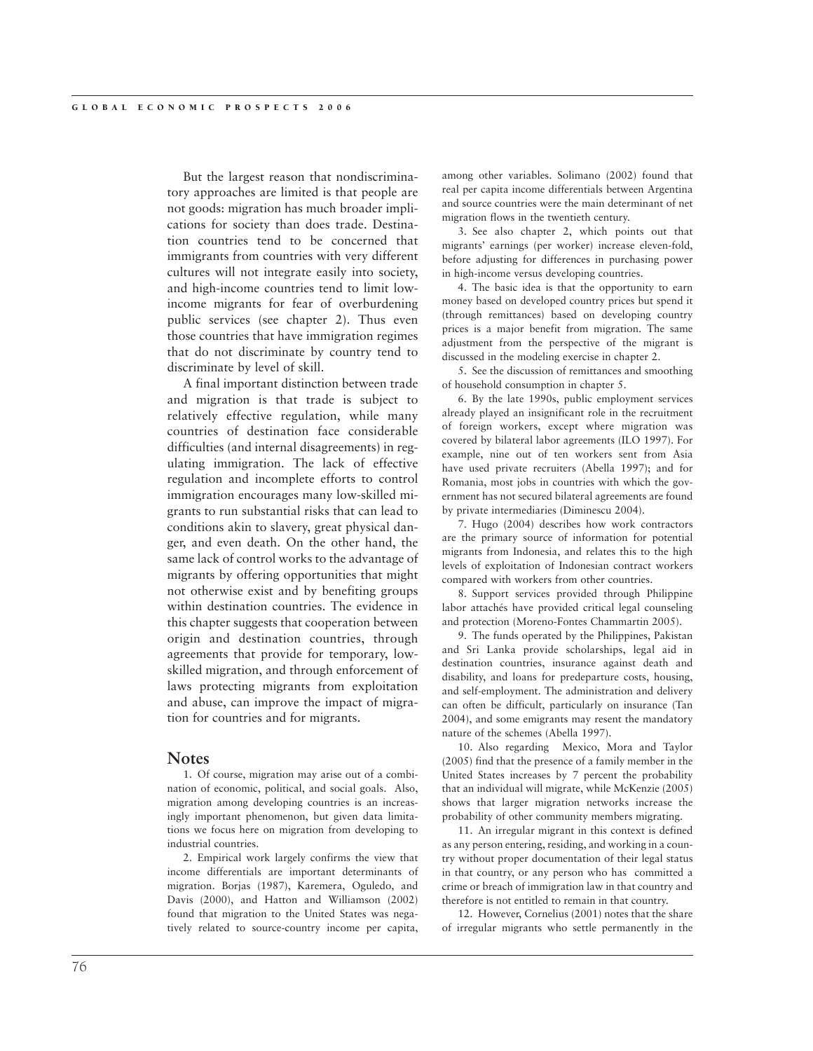But the largest reason that nondiscriminatory approaches are limited is that people are not goods: migration has much broader implications for society than does trade. Destination countries tend to be concerned that immigrants from countries with very different cultures will not integrate easily into society, and high-income countries tend to limit low-income migrants for fear of overburdening public services (see chapter 2). Thus even those countries that have immigration regimes that do not discriminate by country tend to discriminate by level of skill.

A final important distinction between trade and migration is that trade is subject to relatively effective regulation, while many countries of destination face considerable difficulties (and internal disagreements) in regulating immigration. The lack of effective regulation and incomplete efforts to control immigration encourages many low-skilled migrants to run substantial risks that can lead to conditions akin to slavery, great physical danger, and even death. On the other hand, the same lack of control works to the advantage of migrants by offering opportunities that might not otherwise exist and by benefiting groups within destination countries. The evidence in this chapter suggests that cooperation between origin and destination countries, through agreements that provide for temporary, low-skilled migration, and through enforcement of laws protecting migrants from exploitation and abuse, can improve the impact of migration for countries and for migrants.

## Notes

1. Of course, migration may arise out of a combination of economic, political, and social goals. Also, migration among developing countries is an increasingly important phenomenon, but given data limitations we focus here on migration from developing to industrial countries.

2. Empirical work largely confirms the view that income differentials are important determinants of migration. Borjas (1987), Karemera, Oguledo, and Davis (2000), and Hatton and Williamson (2002) found that migration to the United States was negatively related to source-country income per capita, among other variables. Solimano (2002) found that real per capita income differentials between Argentina and source countries were the main determinant of net migration flows in the twentieth century.

3. See also chapter 2, which points out that migrants' earnings (per worker) increase eleven-fold, before adjusting for differences in purchasing power in high-income versus developing countries.

4. The basic idea is that the opportunity to earn money based on developed country prices but spend it (through remittances) based on developing country prices is a major benefit from migration. The same adjustment from the perspective of the migrant is discussed in the modeling exercise in chapter 2.

5. See the discussion of remittances and smoothing of household consumption in chapter 5.

6. By the late 1990s, public employment services already played an insignificant role in the recruitment of foreign workers, except where migration was covered by bilateral labor agreements (ILO 1997). For example, nine out of ten workers sent from Asia have used private recruiters (Abella 1997); and for Romania, most jobs in countries with which the government has not secured bilateral agreements are found by private intermediaries (Diminescu 2004).

7. Hugo (2004) describes how work contractors are the primary source of information for potential migrants from Indonesia, and relates this to the high levels of exploitation of Indonesian contract workers compared with workers from other countries.

8. Support services provided through Philippine labor attachés have provided critical legal counseling and protection (Moreno-Fontes Chammartin 2005).

9. The funds operated by the Philippines, Pakistan and Sri Lanka provide scholarships, legal aid in destination countries, insurance against death and disability, and loans for predeparture costs, housing, and self-employment. The administration and delivery can often be difficult, particularly on insurance (Tan 2004), and some emigrants may resent the mandatory nature of the schemes (Abella 1997).

10. Also regarding Mexico, Mora and Taylor (2005) find that the presence of a family member in the United States increases by 7 percent the probability that an individual will migrate, while McKenzie (2005) shows that larger migration networks increase the probability of other community members migrating.

11. An irregular migrant in this context is defined as any person entering, residing, and working in a country without proper documentation of their legal status in that country, or any person who has committed a crime or breach of immigration law in that country and therefore is not entitled to remain in that country.

12. However, Cornelius (2001) notes that the share of irregular migrants who settle permanently in the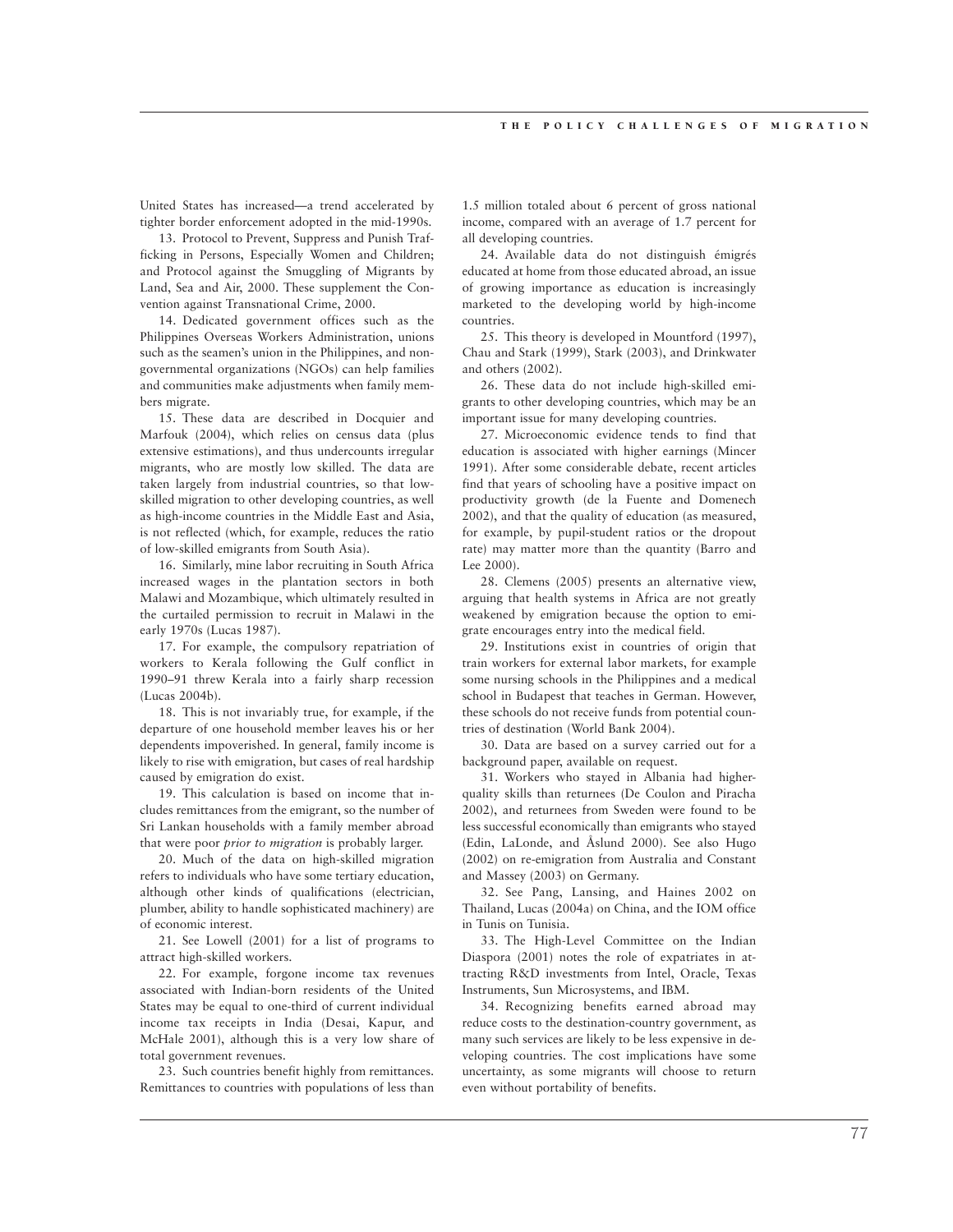United States has increased—a trend accelerated by tighter border enforcement adopted in the mid-1990s.

13. Protocol to Prevent, Suppress and Punish Trafficking in Persons, Especially Women and Children; and Protocol against the Smuggling of Migrants by Land, Sea and Air, 2000. These supplement the Convention against Transnational Crime, 2000.

14. Dedicated government offices such as the Philippines Overseas Workers Administration, unions such as the seamen's union in the Philippines, and nongovernmental organizations (NGOs) can help families and communities make adjustments when family members migrate.

15. These data are described in Docquier and Marfouk (2004), which relies on census data (plus extensive estimations), and thus undercounts irregular migrants, who are mostly low skilled. The data are taken largely from industrial countries, so that low-skilled migration to other developing countries, as well as high-income countries in the Middle East and Asia, is not reflected (which, for example, reduces the ratio of low-skilled emigrants from South Asia).

16. Similarly, mine labor recruiting in South Africa increased wages in the plantation sectors in both Malawi and Mozambique, which ultimately resulted in the curtailed permission to recruit in Malawi in the early 1970s (Lucas 1987).

17. For example, the compulsory repatriation of workers to Kerala following the Gulf conflict in 1990–91 threw Kerala into a fairly sharp recession (Lucas 2004b).

18. This is not invariably true, for example, if the departure of one household member leaves his or her dependents impoverished. In general, family income is likely to rise with emigration, but cases of real hardship caused by emigration do exist.

19. This calculation is based on income that includes remittances from the emigrant, so the number of Sri Lankan households with a family member abroad that were poor *prior to migration* is probably larger.

20. Much of the data on high-skilled migration refers to individuals who have some tertiary education, although other kinds of qualifications (electrician, plumber, ability to handle sophisticated machinery) are of economic interest.

21. See Lowell (2001) for a list of programs to attract high-skilled workers.

22. For example, forgone income tax revenues associated with Indian-born residents of the United States may be equal to one-third of current individual income tax receipts in India (Desai, Kapur, and McHale 2001), although this is a very low share of total government revenues.

23. Such countries benefit highly from remittances. Remittances to countries with populations of less than 1.5 million totaled about 6 percent of gross national income, compared with an average of 1.7 percent for all developing countries.

24. Available data do not distinguish émigrés educated at home from those educated abroad, an issue of growing importance as education is increasingly marketed to the developing world by high-income countries.

25. This theory is developed in Mountford (1997), Chau and Stark (1999), Stark (2003), and Drinkwater and others (2002).

26. These data do not include high-skilled emigrants to other developing countries, which may be an important issue for many developing countries.

27. Microeconomic evidence tends to find that education is associated with higher earnings (Mincer 1991). After some considerable debate, recent articles find that years of schooling have a positive impact on productivity growth (de la Fuente and Domenech 2002), and that the quality of education (as measured, for example, by pupil-student ratios or the dropout rate) may matter more than the quantity (Barro and Lee 2000).

28. Clemens (2005) presents an alternative view, arguing that health systems in Africa are not greatly weakened by emigration because the option to emigrate encourages entry into the medical field.

29. Institutions exist in countries of origin that train workers for external labor markets, for example some nursing schools in the Philippines and a medical school in Budapest that teaches in German. However, these schools do not receive funds from potential countries of destination (World Bank 2004).

30. Data are based on a survey carried out for a background paper, available on request.

31. Workers who stayed in Albania had higher-quality skills than returnees (De Coulon and Piracha 2002), and returnees from Sweden were found to be less successful economically than emigrants who stayed (Edin, LaLonde, and Åslund 2000). See also Hugo (2002) on re-emigration from Australia and Constant and Massey (2003) on Germany.

32. See Pang, Lansing, and Haines 2002 on Thailand, Lucas (2004a) on China, and the IOM office in Tunis on Tunisia.

33. The High-Level Committee on the Indian Diaspora (2001) notes the role of expatriates in attracting R&D investments from Intel, Oracle, Texas Instruments, Sun Microsystems, and IBM.

34. Recognizing benefits earned abroad may reduce costs to the destination-country government, as many such services are likely to be less expensive in developing countries. The cost implications have some uncertainty, as some migrants will choose to return even without portability of benefits.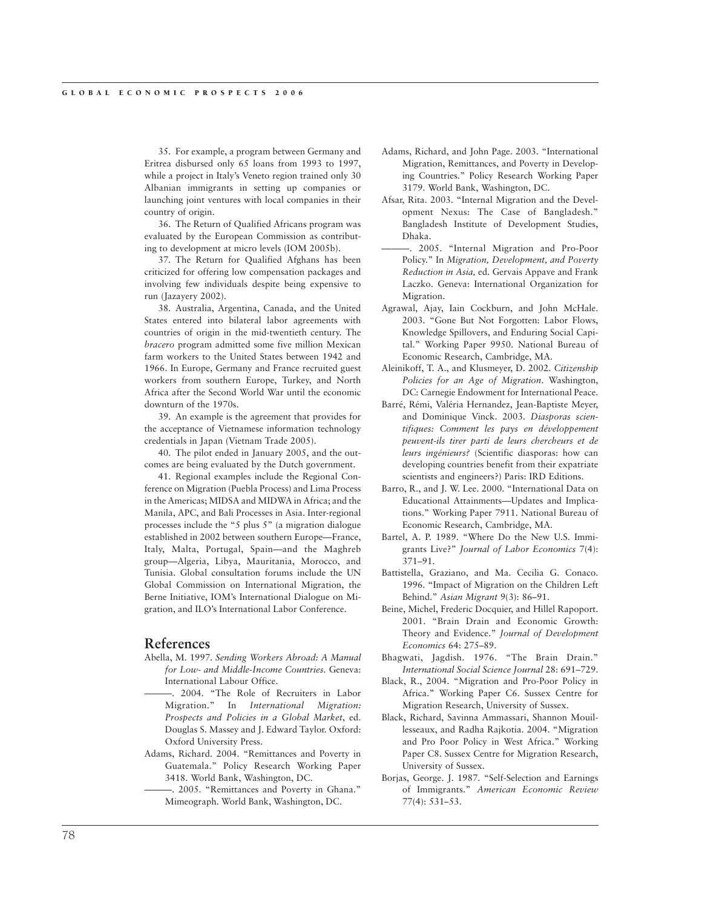35. For example, a program between Germany and Eritrea disbursed only 65 loans from 1993 to 1997, while a project in Italy's Veneto region trained only 30 Albanian immigrants in setting up companies or launching joint ventures with local companies in their country of origin.

36. The Return of Qualified Africans program was evaluated by the European Commission as contributing to development at micro levels (IOM 2005b).

37. The Return for Qualified Afghans has been criticized for offering low compensation packages and involving few individuals despite being expensive to run (Jazayery 2002).

38. Australia, Argentina, Canada, and the United States entered into bilateral labor agreements with countries of origin in the mid-twentieth century. The *bracero* program admitted some five million Mexican farm workers to the United States between 1942 and 1966. In Europe, Germany and France recruited guest workers from southern Europe, Turkey, and North Africa after the Second World War until the economic downturn of the 1970s.

39. An example is the agreement that provides for the acceptance of Vietnamese information technology credentials in Japan (Vietnam Trade 2005).

40. The pilot ended in January 2005, and the outcomes are being evaluated by the Dutch government.

41. Regional examples include the Regional Conference on Migration (Puebla Process) and Lima Process in the Americas; MIDSA and MIDWA in Africa; and the Manila, APC, and Bali Processes in Asia. Inter-regional processes include the "5 plus 5" (a migration dialogue established in 2002 between southern Europe—France, Italy, Malta, Portugal, Spain—and the Maghreb group—Algeria, Libya, Mauritania, Morocco, and Tunisia. Global consultation forums include the UN Global Commission on International Migration, the Berne Initiative, IOM's International Dialogue on Migration, and ILO's International Labor Conference.

## References

Abella, M. 1997. *Sending Workers Abroad: A Manual for Low- and Middle-Income Countries.* Geneva: International Labour Office.

———. 2004. "The Role of Recruiters in Labor Migration." In *International Migration: Prospects and Policies in a Global Market*, ed. Douglas S. Massey and J. Edward Taylor. Oxford: Oxford University Press.

Adams, Richard. 2004. "Remittances and Poverty in Guatemala." Policy Research Working Paper 3418. World Bank, Washington, DC.

———. 2005. "Remittances and Poverty in Ghana." Mimeograph. World Bank, Washington, DC.

Adams, Richard, and John Page. 2003. "International Migration, Remittances, and Poverty in Developing Countries." Policy Research Working Paper 3179. World Bank, Washington, DC.

Afsar, Rita. 2003. "Internal Migration and the Development Nexus: The Case of Bangladesh." Bangladesh Institute of Development Studies, Dhaka.

———. 2005. "Internal Migration and Pro-Poor Policy." In *Migration, Development, and Poverty Reduction in Asia,* ed. Gervais Appave and Frank Laczko. Geneva: International Organization for Migration.

Agrawal, Ajay, Iain Cockburn, and John McHale. 2003. "Gone But Not Forgotten: Labor Flows, Knowledge Spillovers, and Enduring Social Capital." Working Paper 9950. National Bureau of Economic Research, Cambridge, MA.

Aleinikoff, T. A., and Klusmeyer, D. 2002. *Citizenship Policies for an Age of Migration*. Washington, DC: Carnegie Endowment for International Peace.

Barré, Rémi, Valéria Hernandez, Jean-Baptiste Meyer, and Dominique Vinck. 2003. *Diasporas scientifiques: Comment les pays en développement peuvent-ils tirer parti de leurs chercheurs et de leurs ingénieurs?* (Scientific diasporas: how can developing countries benefit from their expatriate scientists and engineers?) Paris: IRD Editions.

Barro, R., and J. W. Lee. 2000. "International Data on Educational Attainments—Updates and Implications." Working Paper 7911. National Bureau of Economic Research, Cambridge, MA.

Bartel, A. P. 1989. "Where Do the New U.S. Immigrants Live?" *Journal of Labor Economics* 7(4): 371–91.

Battistella, Graziano, and Ma. Cecilia G. Conaco. 1996. "Impact of Migration on the Children Left Behind." *Asian Migrant* 9(3): 86–91.

Beine, Michel, Frederic Docquier, and Hillel Rapoport. 2001. "Brain Drain and Economic Growth: Theory and Evidence." *Journal of Development Economics* 64: 275–89.

Bhagwati, Jagdish. 1976. "The Brain Drain." *International Social Science Journal* 28: 691–729.

Black, R., 2004. "Migration and Pro-Poor Policy in Africa." Working Paper C6. Sussex Centre for Migration Research, University of Sussex.

Black, Richard, Savinna Ammassari, Shannon Mouillesseaux, and Radha Rajkotia. 2004. "Migration and Pro Poor Policy in West Africa." Working Paper C8. Sussex Centre for Migration Research, University of Sussex.

Borjas, George. J. 1987. "Self-Selection and Earnings of Immigrants." *American Economic Review* 77(4): 531–53.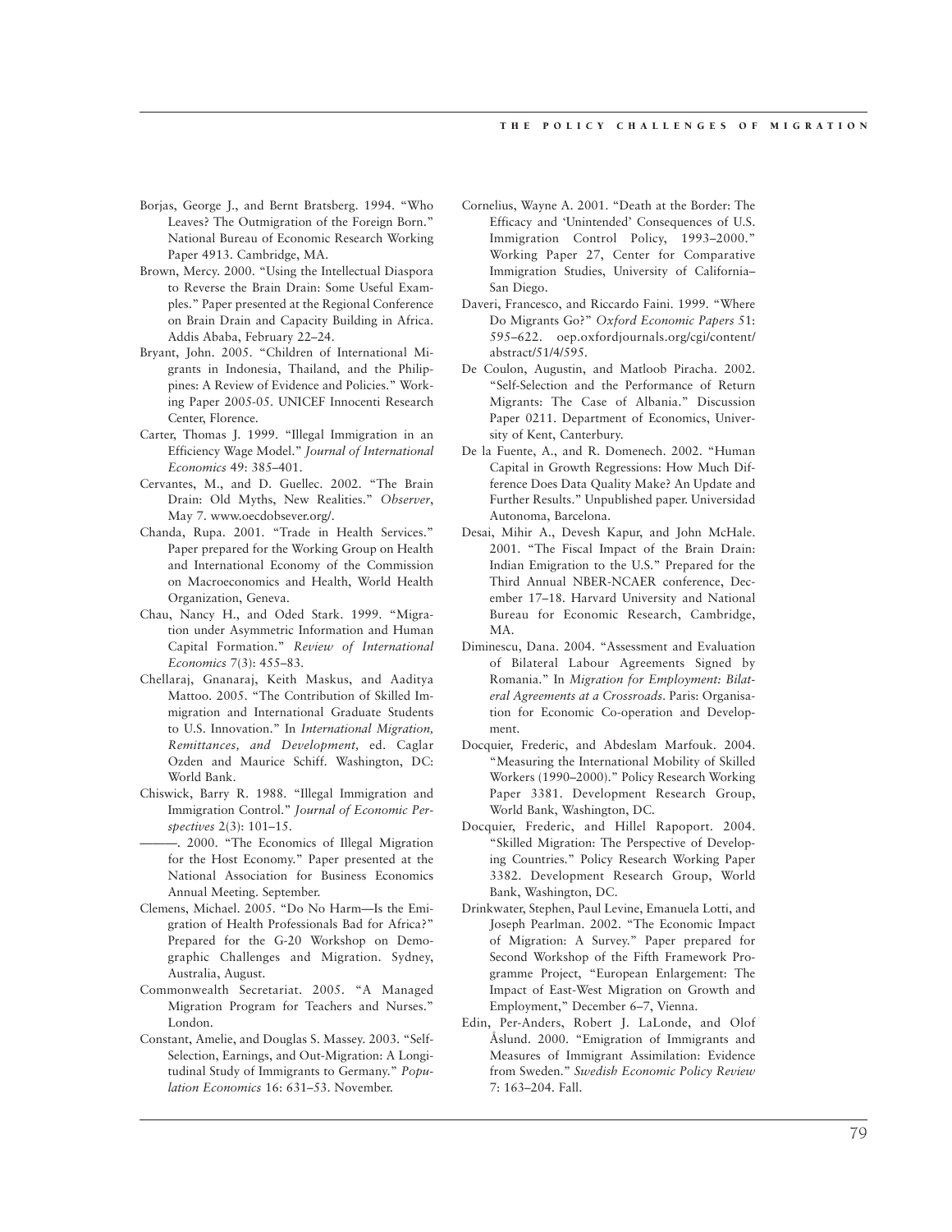Borjas, George J., and Bernt Bratsberg. 1994. "Who Leaves? The Outmigration of the Foreign Born." National Bureau of Economic Research Working Paper 4913. Cambridge, MA.

Brown, Mercy. 2000. "Using the Intellectual Diaspora to Reverse the Brain Drain: Some Useful Examples." Paper presented at the Regional Conference on Brain Drain and Capacity Building in Africa. Addis Ababa, February 22–24.

Bryant, John. 2005. "Children of International Migrants in Indonesia, Thailand, and the Philippines: A Review of Evidence and Policies." Working Paper 2005-05. UNICEF Innocenti Research Center, Florence.

Carter, Thomas J. 1999. "Illegal Immigration in an Efficiency Wage Model." *Journal of International Economics* 49: 385–401.

Cervantes, M., and D. Guellec. 2002. "The Brain Drain: Old Myths, New Realities." *Observer*, May 7. www.oecdobsever.org/.

Chanda, Rupa. 2001. "Trade in Health Services." Paper prepared for the Working Group on Health and International Economy of the Commission on Macroeconomics and Health, World Health Organization, Geneva.

Chau, Nancy H., and Oded Stark. 1999. "Migration under Asymmetric Information and Human Capital Formation." *Review of International Economics* 7(3): 455–83.

Chellaraj, Gnanaraj, Keith Maskus, and Aaditya Mattoo. 2005. "The Contribution of Skilled Immigration and International Graduate Students to U.S. Innovation." In *International Migration, Remittances, and Development,* ed. Caglar Ozden and Maurice Schiff. Washington, DC: World Bank.

Chiswick, Barry R. 1988. "Illegal Immigration and Immigration Control." *Journal of Economic Perspectives* 2(3): 101–15.

———. 2000. "The Economics of Illegal Migration for the Host Economy." Paper presented at the National Association for Business Economics Annual Meeting. September.

Clemens, Michael. 2005. "Do No Harm—Is the Emigration of Health Professionals Bad for Africa?" Prepared for the G-20 Workshop on Demographic Challenges and Migration. Sydney, Australia, August.

Commonwealth Secretariat. 2005. "A Managed Migration Program for Teachers and Nurses." London.

Constant, Amelie, and Douglas S. Massey. 2003. "Self-Selection, Earnings, and Out-Migration: A Longitudinal Study of Immigrants to Germany." *Population Economics* 16: 631–53. November.

Cornelius, Wayne A. 2001. "Death at the Border: The Efficacy and 'Unintended' Consequences of U.S. Immigration Control Policy, 1993–2000." Working Paper 27, Center for Comparative Immigration Studies, University of California–San Diego.

Daveri, Francesco, and Riccardo Faini. 1999. "Where Do Migrants Go?" *Oxford Economic Papers* 51: 595–622. oep.oxfordjournals.org/cgi/content/abstract/51/4/595.

De Coulon, Augustin, and Matloob Piracha. 2002. "Self-Selection and the Performance of Return Migrants: The Case of Albania." Discussion Paper 0211. Department of Economics, University of Kent, Canterbury.

De la Fuente, A., and R. Domenech. 2002. "Human Capital in Growth Regressions: How Much Difference Does Data Quality Make? An Update and Further Results." Unpublished paper. Universidad Autonoma, Barcelona.

Desai, Mihir A., Devesh Kapur, and John McHale. 2001. "The Fiscal Impact of the Brain Drain: Indian Emigration to the U.S." Prepared for the Third Annual NBER-NCAER conference, December 17–18. Harvard University and National Bureau for Economic Research, Cambridge, MA.

Diminescu, Dana. 2004. "Assessment and Evaluation of Bilateral Labour Agreements Signed by Romania." In *Migration for Employment: Bilateral Agreements at a Crossroads*. Paris: Organisation for Economic Co-operation and Development.

Docquier, Frederic, and Abdeslam Marfouk. 2004. "Measuring the International Mobility of Skilled Workers (1990–2000)." Policy Research Working Paper 3381. Development Research Group, World Bank, Washington, DC.

Docquier, Frederic, and Hillel Rapoport. 2004. "Skilled Migration: The Perspective of Developing Countries." Policy Research Working Paper 3382. Development Research Group, World Bank, Washington, DC.

Drinkwater, Stephen, Paul Levine, Emanuela Lotti, and Joseph Pearlman. 2002. "The Economic Impact of Migration: A Survey." Paper prepared for Second Workshop of the Fifth Framework Programme Project, "European Enlargement: The Impact of East-West Migration on Growth and Employment," December 6–7, Vienna.

Edin, Per-Anders, Robert J. LaLonde, and Olof Åslund. 2000. "Emigration of Immigrants and Measures of Immigrant Assimilation: Evidence from Sweden." *Swedish Economic Policy Review* 7: 163–204. Fall.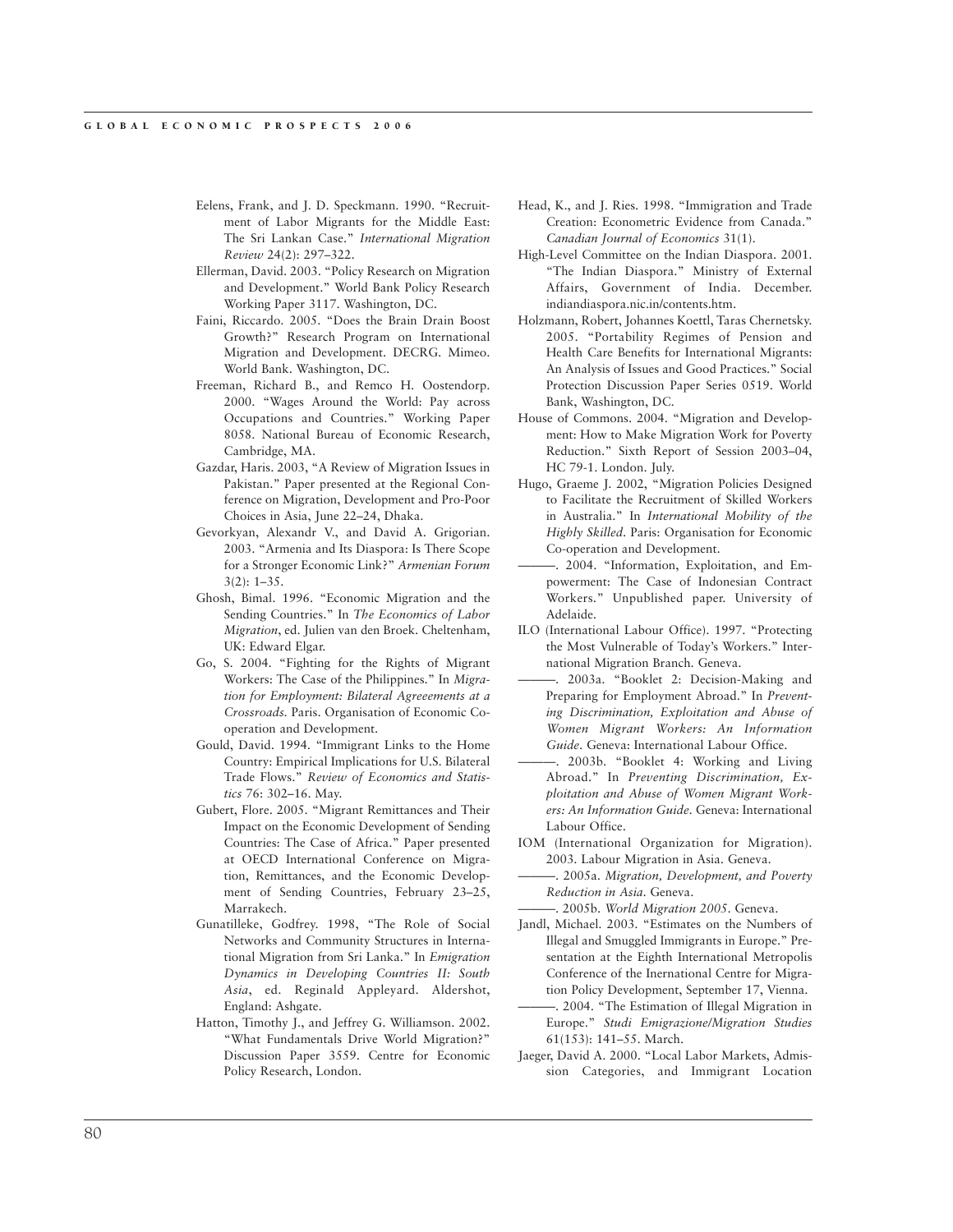Eelens, Frank, and J. D. Speckmann. 1990. "Recruitment of Labor Migrants for the Middle East: The Sri Lankan Case." *International Migration Review* 24(2): 297–322.

Ellerman, David. 2003. "Policy Research on Migration and Development." World Bank Policy Research Working Paper 3117. Washington, DC.

Faini, Riccardo. 2005. "Does the Brain Drain Boost Growth?" Research Program on International Migration and Development. DECRG. Mimeo. World Bank. Washington, DC.

Freeman, Richard B., and Remco H. Oostendorp. 2000. "Wages Around the World: Pay across Occupations and Countries." Working Paper 8058. National Bureau of Economic Research, Cambridge, MA.

Gazdar, Haris. 2003, "A Review of Migration Issues in Pakistan." Paper presented at the Regional Conference on Migration, Development and Pro-Poor Choices in Asia, June 22–24, Dhaka.

Gevorkyan, Alexandr V., and David A. Grigorian. 2003. "Armenia and Its Diaspora: Is There Scope for a Stronger Economic Link?" *Armenian Forum* 3(2): 1–35.

Ghosh, Bimal. 1996. "Economic Migration and the Sending Countries." In *The Economics of Labor Migration*, ed. Julien van den Broek. Cheltenham, UK: Edward Elgar.

Go, S. 2004. "Fighting for the Rights of Migrant Workers: The Case of the Philippines." In *Migration for Employment: Bilateral Agreeements at a Crossroads*. Paris. Organisation of Economic Cooperation and Development.

Gould, David. 1994. "Immigrant Links to the Home Country: Empirical Implications for U.S. Bilateral Trade Flows." *Review of Economics and Statistics* 76: 302–16. May.

Gubert, Flore. 2005. "Migrant Remittances and Their Impact on the Economic Development of Sending Countries: The Case of Africa." Paper presented at OECD International Conference on Migration, Remittances, and the Economic Development of Sending Countries, February 23–25, Marrakech.

Gunatilleke, Godfrey. 1998, "The Role of Social Networks and Community Structures in International Migration from Sri Lanka." In *Emigration Dynamics in Developing Countries II: South Asia*, ed. Reginald Appleyard. Aldershot, England: Ashgate.

Hatton, Timothy J., and Jeffrey G. Williamson. 2002. "What Fundamentals Drive World Migration?" Discussion Paper 3559. Centre for Economic Policy Research, London.

Head, K., and J. Ries. 1998. "Immigration and Trade Creation: Econometric Evidence from Canada." *Canadian Journal of Economics* 31(1).

High-Level Committee on the Indian Diaspora. 2001. "The Indian Diaspora." Ministry of External Affairs, Government of India. December. indiandiaspora.nic.in/contents.htm.

Holzmann, Robert, Johannes Koettl, Taras Chernetsky. 2005. "Portability Regimes of Pension and Health Care Benefits for International Migrants: An Analysis of Issues and Good Practices." Social Protection Discussion Paper Series 0519. World Bank, Washington, DC.

House of Commons. 2004. "Migration and Development: How to Make Migration Work for Poverty Reduction." Sixth Report of Session 2003–04, HC 79-1. London. July.

Hugo, Graeme J. 2002, "Migration Policies Designed to Facilitate the Recruitment of Skilled Workers in Australia." In *International Mobility of the Highly Skilled*. Paris: Organisation for Economic Co-operation and Development.

———. 2004. "Information, Exploitation, and Empowerment: The Case of Indonesian Contract Workers." Unpublished paper. University of Adelaide.

ILO (International Labour Office). 1997. "Protecting the Most Vulnerable of Today's Workers." International Migration Branch. Geneva.

———. 2003a. "Booklet 2: Decision-Making and Preparing for Employment Abroad." In *Preventing Discrimination, Exploitation and Abuse of Women Migrant Workers: An Information Guide*. Geneva: International Labour Office.

———. 2003b. "Booklet 4: Working and Living Abroad." In *Preventing Discrimination, Exploitation and Abuse of Women Migrant Workers: An Information Guide*. Geneva: International Labour Office.

IOM (International Organization for Migration). 2003. Labour Migration in Asia. Geneva.

———. 2005a. *Migration, Development, and Poverty Reduction in Asia*. Geneva.

———. 2005b. *World Migration 2005*. Geneva.

Jandl, Michael. 2003. "Estimates on the Numbers of Illegal and Smuggled Immigrants in Europe." Presentation at the Eighth International Metropolis Conference of the Inernational Centre for Migration Policy Development, September 17, Vienna.

———. 2004. "The Estimation of Illegal Migration in Europe." *Studi Emigrazione/Migration Studies* 61(153): 141–55. March.

Jaeger, David A. 2000. "Local Labor Markets, Admission Categories, and Immigrant Location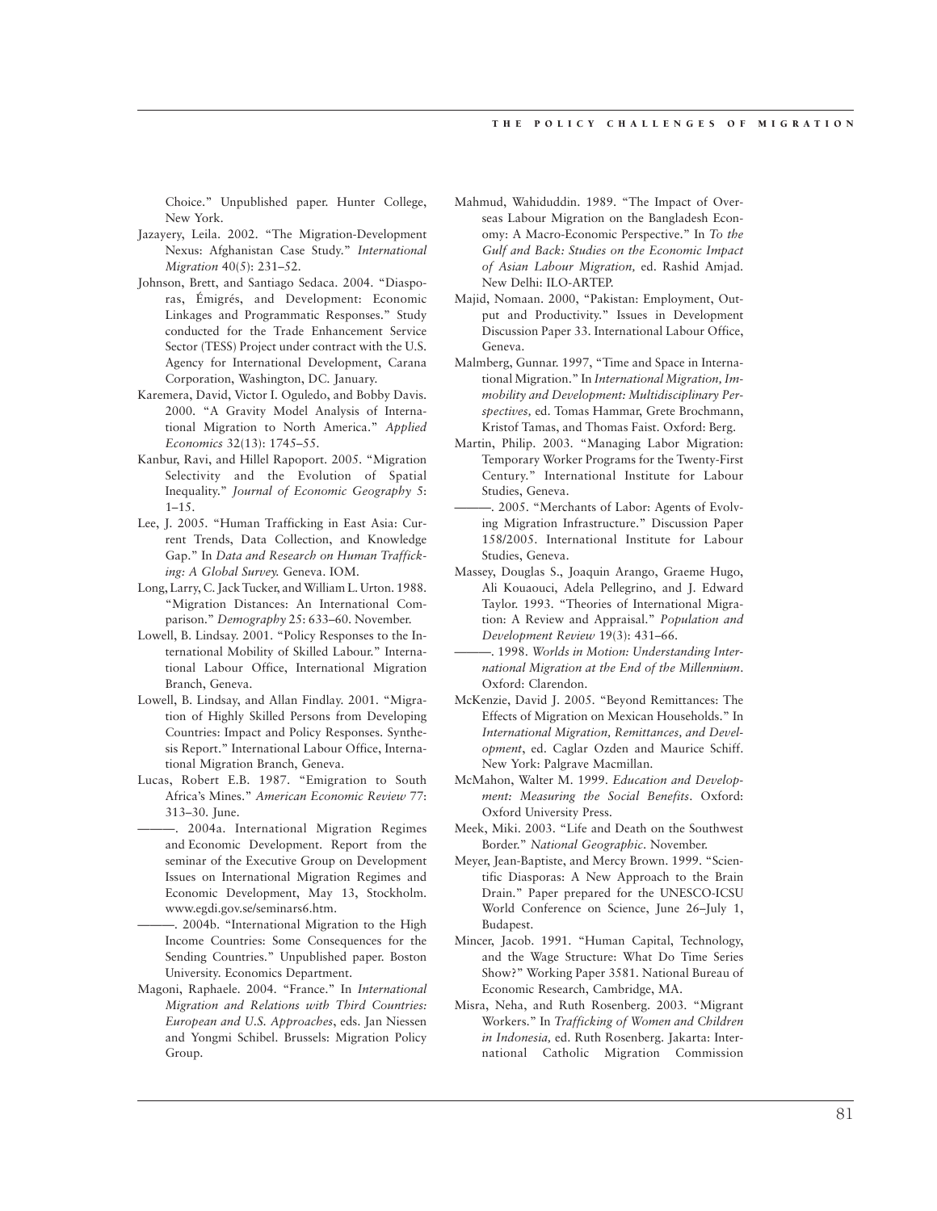Choice." Unpublished paper. Hunter College, New York.

Jazayery, Leila. 2002. "The Migration-Development Nexus: Afghanistan Case Study." *International Migration* 40(5): 231–52.

Johnson, Brett, and Santiago Sedaca. 2004. "Diasporas, Émigrés, and Development: Economic Linkages and Programmatic Responses." Study conducted for the Trade Enhancement Service Sector (TESS) Project under contract with the U.S. Agency for International Development, Carana Corporation, Washington, DC. January.

Karemera, David, Victor I. Oguledo, and Bobby Davis. 2000. "A Gravity Model Analysis of International Migration to North America." *Applied Economics* 32(13): 1745–55.

Kanbur, Ravi, and Hillel Rapoport. 2005. "Migration Selectivity and the Evolution of Spatial Inequality." *Journal of Economic Geography* 5: 1–15.

Lee, J. 2005. "Human Trafficking in East Asia: Current Trends, Data Collection, and Knowledge Gap." In *Data and Research on Human Trafficking: A Global Survey.* Geneva. IOM.

Long, Larry, C. Jack Tucker, and William L. Urton. 1988. "Migration Distances: An International Comparison." *Demography* 25: 633–60. November.

Lowell, B. Lindsay. 2001. "Policy Responses to the International Mobility of Skilled Labour." International Labour Office, International Migration Branch, Geneva.

Lowell, B. Lindsay, and Allan Findlay. 2001. "Migration of Highly Skilled Persons from Developing Countries: Impact and Policy Responses. Synthesis Report." International Labour Office, International Migration Branch, Geneva.

Lucas, Robert E.B. 1987. "Emigration to South Africa's Mines." *American Economic Review* 77: 313–30. June.

———. 2004a. International Migration Regimes and Economic Development. Report from the seminar of the Executive Group on Development Issues on International Migration Regimes and Economic Development, May 13, Stockholm. www.egdi.gov.se/seminars6.htm.

———. 2004b. "International Migration to the High Income Countries: Some Consequences for the Sending Countries." Unpublished paper. Boston University. Economics Department.

Magoni, Raphaele. 2004. "France." In *International Migration and Relations with Third Countries: European and U.S. Approaches*, eds. Jan Niessen and Yongmi Schibel. Brussels: Migration Policy Group.

Mahmud, Wahiduddin. 1989. "The Impact of Overseas Labour Migration on the Bangladesh Economy: A Macro-Economic Perspective." In *To the Gulf and Back: Studies on the Economic Impact of Asian Labour Migration,* ed. Rashid Amjad. New Delhi: ILO-ARTEP.

Majid, Nomaan. 2000, "Pakistan: Employment, Output and Productivity." Issues in Development Discussion Paper 33. International Labour Office, Geneva.

Malmberg, Gunnar. 1997, "Time and Space in International Migration." In *International Migration, Immobility and Development: Multidisciplinary Perspectives,* ed. Tomas Hammar, Grete Brochmann, Kristof Tamas, and Thomas Faist. Oxford: Berg.

Martin, Philip. 2003. "Managing Labor Migration: Temporary Worker Programs for the Twenty-First Century." International Institute for Labour Studies, Geneva.

———. 2005. "Merchants of Labor: Agents of Evolving Migration Infrastructure." Discussion Paper 158/2005. International Institute for Labour Studies, Geneva.

Massey, Douglas S., Joaquin Arango, Graeme Hugo, Ali Kouaouci, Adela Pellegrino, and J. Edward Taylor. 1993. "Theories of International Migration: A Review and Appraisal." *Population and Development Review* 19(3): 431–66.

———. 1998. *Worlds in Motion: Understanding International Migration at the End of the Millennium*. Oxford: Clarendon.

McKenzie, David J. 2005. "Beyond Remittances: The Effects of Migration on Mexican Households." In *International Migration, Remittances, and Development*, ed. Caglar Ozden and Maurice Schiff. New York: Palgrave Macmillan.

McMahon, Walter M. 1999. *Education and Development: Measuring the Social Benefits*. Oxford: Oxford University Press.

Meek, Miki. 2003. "Life and Death on the Southwest Border." *National Geographic*. November.

Meyer, Jean-Baptiste, and Mercy Brown. 1999. "Scientific Diasporas: A New Approach to the Brain Drain." Paper prepared for the UNESCO-ICSU World Conference on Science, June 26–July 1, Budapest.

Mincer, Jacob. 1991. "Human Capital, Technology, and the Wage Structure: What Do Time Series Show?" Working Paper 3581. National Bureau of Economic Research, Cambridge, MA.

Misra, Neha, and Ruth Rosenberg. 2003. "Migrant Workers." In *Trafficking of Women and Children in Indonesia,* ed. Ruth Rosenberg. Jakarta: International Catholic Migration Commission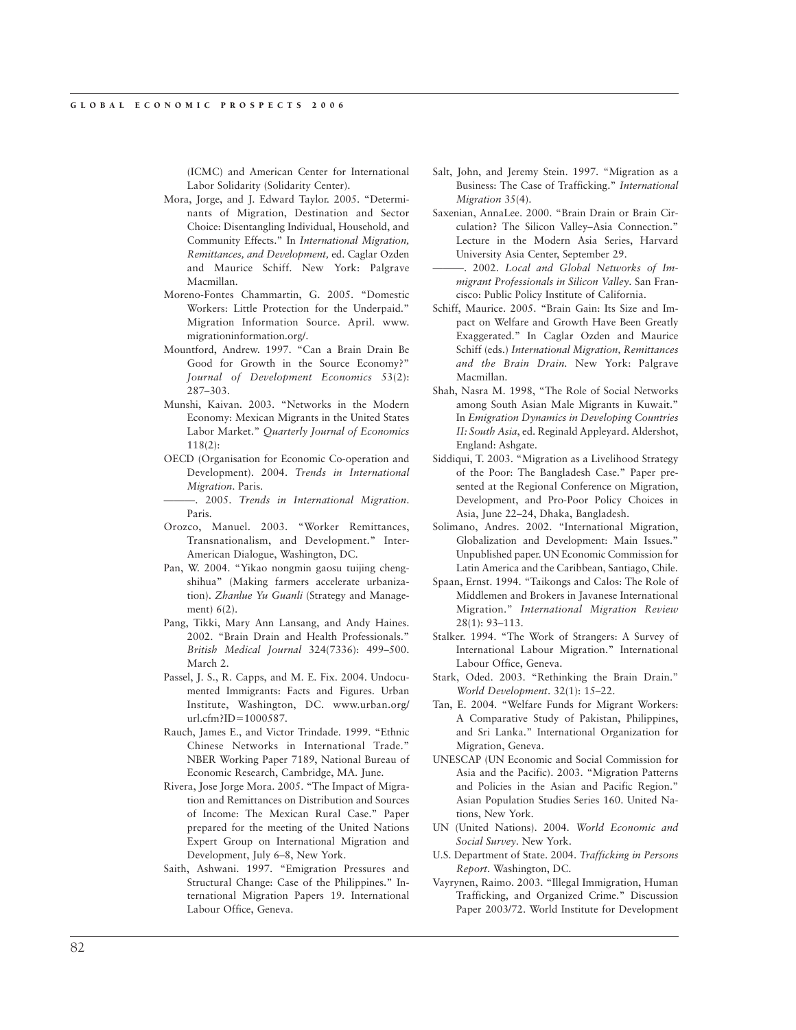(ICMC) and American Center for International Labor Solidarity (Solidarity Center).

Mora, Jorge, and J. Edward Taylor. 2005. "Determinants of Migration, Destination and Sector Choice: Disentangling Individual, Household, and Community Effects." In *International Migration, Remittances, and Development,* ed. Caglar Ozden and Maurice Schiff. New York: Palgrave Macmillan.

Moreno-Fontes Chammartin, G. 2005. "Domestic Workers: Little Protection for the Underpaid." Migration Information Source. April. www.migrationinformation.org/.

Mountford, Andrew. 1997. "Can a Brain Drain Be Good for Growth in the Source Economy?" *Journal of Development Economics* 53(2): 287–303.

Munshi, Kaivan. 2003. "Networks in the Modern Economy: Mexican Migrants in the United States Labor Market." *Quarterly Journal of Economics* 118(2):

OECD (Organisation for Economic Co-operation and Development). 2004. *Trends in International Migration*. Paris.

———. 2005. *Trends in International Migration*. Paris.

Orozco, Manuel. 2003. "Worker Remittances, Transnationalism, and Development." Inter-American Dialogue, Washington, DC.

Pan, W. 2004. "Yikao nongmin gaosu tuijing chengshihua" (Making farmers accelerate urbanization). *Zhanlue Yu Guanli* (Strategy and Management) 6(2).

Pang, Tikki, Mary Ann Lansang, and Andy Haines. 2002. "Brain Drain and Health Professionals." *British Medical Journal* 324(7336): 499–500. March 2.

Passel, J. S., R. Capps, and M. E. Fix. 2004. Undocumented Immigrants: Facts and Figures. Urban Institute, Washington, DC. www.urban.org/url.cfm?ID=1000587.

Rauch, James E., and Victor Trindade. 1999. "Ethnic Chinese Networks in International Trade." NBER Working Paper 7189, National Bureau of Economic Research, Cambridge, MA. June.

Rivera, Jose Jorge Mora. 2005. "The Impact of Migration and Remittances on Distribution and Sources of Income: The Mexican Rural Case." Paper prepared for the meeting of the United Nations Expert Group on International Migration and Development, July 6–8, New York.

Saith, Ashwani. 1997. "Emigration Pressures and Structural Change: Case of the Philippines." International Migration Papers 19. International Labour Office, Geneva.

Salt, John, and Jeremy Stein. 1997. "Migration as a Business: The Case of Trafficking." *International Migration* 35(4).

Saxenian, AnnaLee. 2000. "Brain Drain or Brain Circulation? The Silicon Valley–Asia Connection." Lecture in the Modern Asia Series, Harvard University Asia Center, September 29.

———. 2002. *Local and Global Networks of Immigrant Professionals in Silicon Valley*. San Francisco: Public Policy Institute of California.

Schiff, Maurice. 2005. "Brain Gain: Its Size and Impact on Welfare and Growth Have Been Greatly Exaggerated." In Caglar Ozden and Maurice Schiff (eds.) *International Migration, Remittances and the Brain Drain.* New York: Palgrave Macmillan.

Shah, Nasra M. 1998, "The Role of Social Networks among South Asian Male Migrants in Kuwait." In *Emigration Dynamics in Developing Countries II: South Asia*, ed. Reginald Appleyard. Aldershot, England: Ashgate.

Siddiqui, T. 2003. "Migration as a Livelihood Strategy of the Poor: The Bangladesh Case." Paper presented at the Regional Conference on Migration, Development, and Pro-Poor Policy Choices in Asia, June 22–24, Dhaka, Bangladesh.

Solimano, Andres. 2002. "International Migration, Globalization and Development: Main Issues." Unpublished paper. UN Economic Commission for Latin America and the Caribbean, Santiago, Chile.

Spaan, Ernst. 1994. "Taikongs and Calos: The Role of Middlemen and Brokers in Javanese International Migration." *International Migration Review* 28(1): 93–113.

Stalker. 1994. "The Work of Strangers: A Survey of International Labour Migration." International Labour Office, Geneva.

Stark, Oded. 2003. "Rethinking the Brain Drain." *World Development*. 32(1): 15–22.

Tan, E. 2004. "Welfare Funds for Migrant Workers: A Comparative Study of Pakistan, Philippines, and Sri Lanka." International Organization for Migration, Geneva.

UNESCAP (UN Economic and Social Commission for Asia and the Pacific). 2003. "Migration Patterns and Policies in the Asian and Pacific Region." Asian Population Studies Series 160. United Nations, New York.

UN (United Nations). 2004. *World Economic and Social Survey*. New York.

U.S. Department of State. 2004. *Trafficking in Persons Report*. Washington, DC.

Vayrynen, Raimo. 2003. "Illegal Immigration, Human Trafficking, and Organized Crime." Discussion Paper 2003/72. World Institute for Development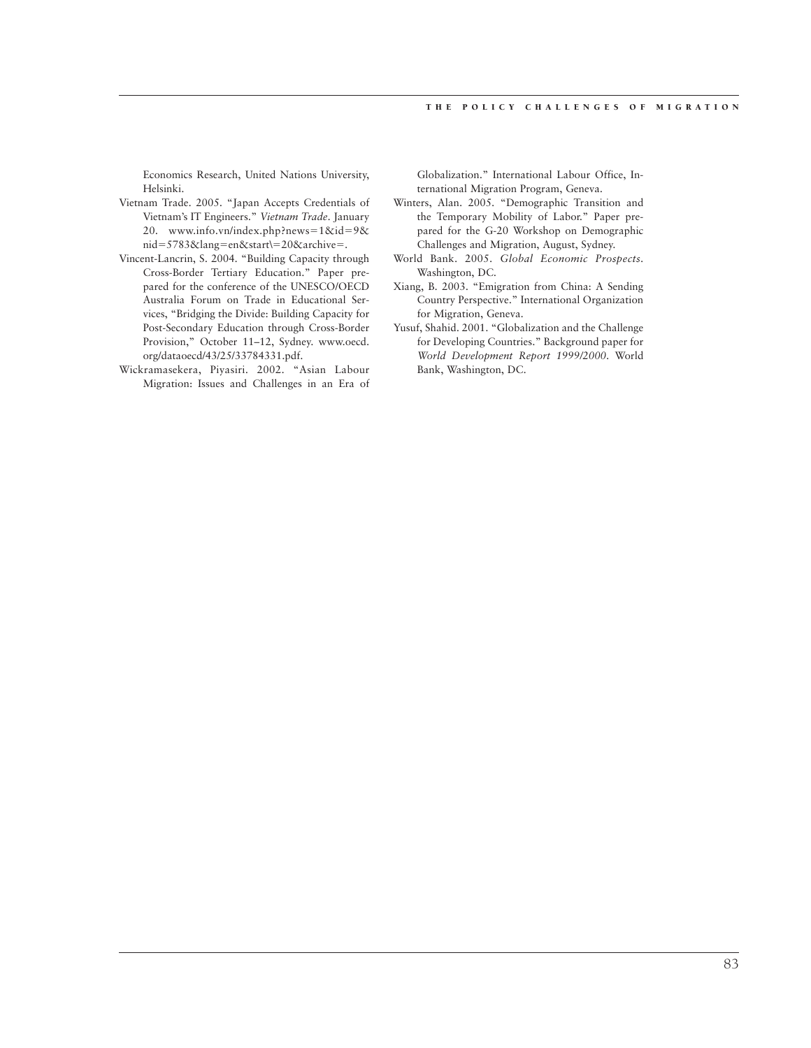Economics Research, United Nations University, Helsinki.

Vietnam Trade. 2005. "Japan Accepts Credentials of Vietnam's IT Engineers." *Vietnam Trade*. January 20. www.info.vn/index.php?news=1&id=9&nid=5783&lang=en&start\=20&archive=.

Vincent-Lancrin, S. 2004. "Building Capacity through Cross-Border Tertiary Education." Paper prepared for the conference of the UNESCO/OECD Australia Forum on Trade in Educational Services, "Bridging the Divide: Building Capacity for Post-Secondary Education through Cross-Border Provision," October 11–12, Sydney. www.oecd.org/dataoecd/43/25/33784331.pdf.

Wickramasekera, Piyasiri. 2002. "Asian Labour Migration: Issues and Challenges in an Era of Globalization." International Labour Office, International Migration Program, Geneva.

Winters, Alan. 2005. "Demographic Transition and the Temporary Mobility of Labor." Paper prepared for the G-20 Workshop on Demographic Challenges and Migration, August, Sydney.

World Bank. 2005. *Global Economic Prospects*. Washington, DC.

Xiang, B. 2003. "Emigration from China: A Sending Country Perspective." International Organization for Migration, Geneva.

Yusuf, Shahid. 2001. "Globalization and the Challenge for Developing Countries." Background paper for *World Development Report 1999/2000*. World Bank, Washington, DC.